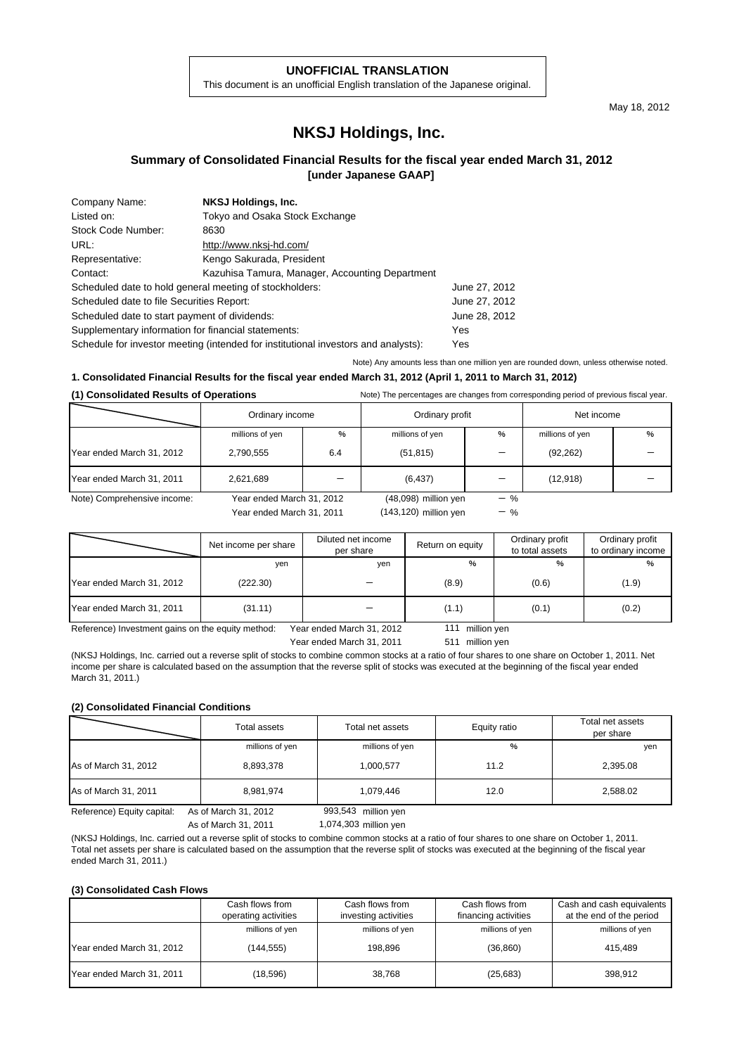**UNOFFICIAL TRANSLATION**

This document is an unofficial English translation of the Japanese original.

May 18, 2012

# NKSJ Holdings, Inc.

## Summary of Consolidated Financial Results for the fiscal year ended March 31, 2012 [under Japanese GAAP]

| | | |
|---|---|---|
| Company Name: | **NKSJ Holdings, Inc.** | |
| Listed on: | Tokyo and Osaka Stock Exchange | |
| Stock Code Number: | 8630 | |
| URL: | http://www.nksj-hd.com/ | |
| Representative: | Kengo Sakurada, President | |
| Contact: | Kazuhisa Tamura, Manager, Accounting Department | |
| Scheduled date to hold general meeting of stockholders: | | June 27, 2012 |
| Scheduled date to file Securities Report: | | June 27, 2012 |
| Scheduled date to start payment of dividends: | | June 28, 2012 |
| Supplementary information for financial statements: | | Yes |
| Schedule for investor meeting (intended for institutional investors and analysts): | | Yes |

Note) Any amounts less than one million yen are rounded down, unless otherwise noted.

### 1. Consolidated Financial Results for the fiscal year ended March 31, 2012 (April 1, 2011 to March 31, 2012)

**(1) Consolidated Results of Operations**

Note) The percentages are changes from corresponding period of previous fiscal year.

| | Ordinary income | | Ordinary profit | | Net income | |
|---|---|---|---|---|---|---|
| | millions of yen | % | millions of yen | % | millions of yen | % |
| Year ended March 31, 2012 | 2,790,555 | 6.4 | (51,815) | − | (92,262) | − |
| Year ended March 31, 2011 | 2,621,689 | − | (6,437) | − | (12,918) | − |

Note) Comprehensive income: Year ended March 31, 2012 (48,098) million yen − %
Year ended March 31, 2011 (143,120) million yen − %

| | Net income per share | Diluted net income per share | Return on equity | Ordinary profit to total assets | Ordinary profit to ordinary income |
|---|---|---|---|---|---|
| | yen | yen | % | % | % |
| Year ended March 31, 2012 | (222.30) | − | (8.9) | (0.6) | (1.9) |
| Year ended March 31, 2011 | (31.11) | − | (1.1) | (0.1) | (0.2) |

Reference) Investment gains on the equity method: Year ended March 31, 2012 111 million yen
Year ended March 31, 2011 511 million yen

(NKSJ Holdings, Inc. carried out a reverse split of stocks to combine common stocks at a ratio of four shares to one share on October 1, 2011. Net income per share is calculated based on the assumption that the reverse split of stocks was executed at the beginning of the fiscal year ended March 31, 2011.)

**(2) Consolidated Financial Conditions**

| | Total assets | Total net assets | Equity ratio | Total net assets per share |
|---|---|---|---|---|
| | millions of yen | millions of yen | % | yen |
| As of March 31, 2012 | 8,893,378 | 1,000,577 | 11.2 | 2,395.08 |
| As of March 31, 2011 | 8,981,974 | 1,079,446 | 12.0 | 2,588.02 |

Reference) Equity capital: As of March 31, 2012 993,543 million yen
As of March 31, 2011 1,074,303 million yen

(NKSJ Holdings, Inc. carried out a reverse split of stocks to combine common stocks at a ratio of four shares to one share on October 1, 2011. Total net assets per share is calculated based on the assumption that the reverse split of stocks was executed at the beginning of the fiscal year ended March 31, 2011.)

**(3) Consolidated Cash Flows**

| | Cash flows from operating activities | Cash flows from investing activities | Cash flows from financing activities | Cash and cash equivalents at the end of the period |
|---|---|---|---|---|
| | millions of yen | millions of yen | millions of yen | millions of yen |
| Year ended March 31, 2012 | (144,555) | 198,896 | (36,860) | 415,489 |
| Year ended March 31, 2011 | (18,596) | 38,768 | (25,683) | 398,912 |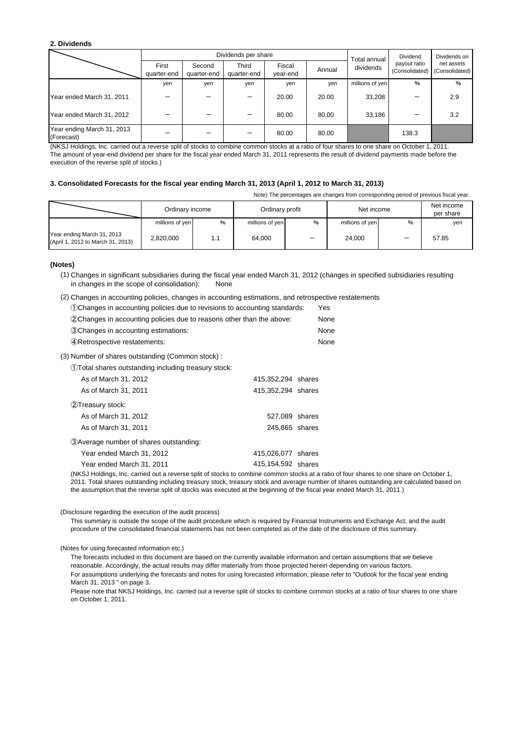**2. Dividends**

| | Dividends per share | | | | | Total annual dividends | Dividend payout ratio (Consolidated) | Dividends on net assets (Consolidated) |
|---|---|---|---|---|---|---|---|---|
| | First quarter-end | Second quarter-end | Third quarter-end | Fiscal year-end | Annual | | | |
| | yen | yen | yen | yen | yen | millions of yen | % | % |
| Year ended March 31, 2011 | ― | ― | ― | 20.00 | 20.00 | 33,208 | ― | 2.9 |
| Year ended March 31, 2012 | ― | ― | ― | 80.00 | 80.00 | 33,186 | ― | 3.2 |
| Year ending March 31, 2013 (Forecast) | ― | ― | ― | 80.00 | 80.00 | | 138.3 | |

(NKSJ Holdings, Inc. carried out a reverse split of stocks to combine common stocks at a ratio of four shares to one share on October 1, 2011. The amount of year-end dividend per share for the fiscal year ended March 31, 2011 represents the result of dividend payments made before the execution of the reverse split of stocks.)

**3. Consolidated Forecasts for the fiscal year ending March 31, 2013 (April 1, 2012 to March 31, 2013)**

Note) The percentages are changes from corresponding period of previous fiscal year.

| | Ordinary income | | Ordinary profit | | Net income | | Net income per share |
|---|---|---|---|---|---|---|---|
| | millions of yen | % | millions of yen | % | millions of yen | % | yen |
| Year ending March 31, 2013 (April 1, 2012 to March 31, 2013) | 2,820,000 | 1.1 | 64,000 | ― | 24,000 | ― | 57.85 |

**(Notes)**

(1) Changes in significant subsidiaries during the fiscal year ended March 31, 2012 (changes in specified subsidiaries resulting in changes in the scope of consolidation): None

(2) Changes in accounting policies, changes in accounting estimations, and retrospective restatements

①Changes in accounting policies due to revisions to accounting standards: Yes

②Changes in accounting policies due to reasons other than the above: None

③Changes in accounting estimations: None

④Retrospective restatements: None

(3) Number of shares outstanding (Common stock) :

①Total shares outstanding including treasury stock:

As of March 31, 2012 415,352,294 shares

As of March 31, 2011 415,352,294 shares

②Treasury stock:

As of March 31, 2012 527,089 shares

As of March 31, 2011 245,865 shares

③Average number of shares outstanding:

Year ended March 31, 2012 415,026,077 shares

Year ended March 31, 2011 415,154,592 shares

(NKSJ Holdings, Inc. carried out a reverse split of stocks to combine common stocks at a ratio of four shares to one share on October 1, 2011. Total shares outstanding including treasury stock, treasury stock and average number of shares outstanding are calculated based on the assumption that the reverse split of stocks was executed at the beginning of the fiscal year ended March 31, 2011.)

(Disclosure regarding the execution of the audit process)

This summary is outside the scope of the audit procedure which is required by Financial Instruments and Exchange Act, and the audit procedure of the consolidated financial statements has not been completed as of the date of the disclosure of this summary.

(Notes for using forecasted information etc.)

The forecasts included in this document are based on the currently available information and certain assumptions that we believe reasonable. Accordingly, the actual results may differ materially from those projected herein depending on various factors.

For assumptions underlying the forecasts and notes for using forecasted information, please refer to "Outlook for the fiscal year ending March 31, 2013 " on page 3.

Please note that NKSJ Holdings, Inc. carried out a reverse split of stocks to combine common stocks at a ratio of four shares to one share on October 1, 2011.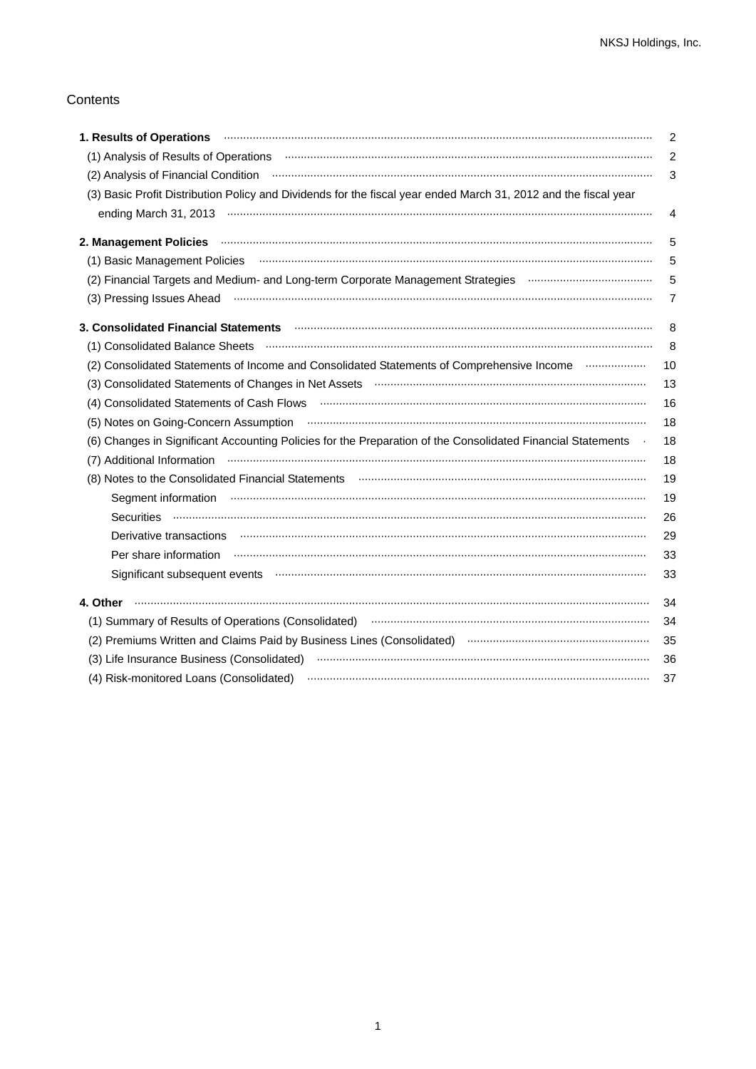## Contents

| | |
|---|---|
| **1. Results of Operations** | 2 |
| (1) Analysis of Results of Operations | 2 |
| (2) Analysis of Financial Condition | 3 |
| (3) Basic Profit Distribution Policy and Dividends for the fiscal year ended March 31, 2012 and the fiscal year ending March 31, 2013 | 4 |
| **2. Management Policies** | 5 |
| (1) Basic Management Policies | 5 |
| (2) Financial Targets and Medium- and Long-term Corporate Management Strategies | 5 |
| (3) Pressing Issues Ahead | 7 |
| **3. Consolidated Financial Statements** | 8 |
| (1) Consolidated Balance Sheets | 8 |
| (2) Consolidated Statements of Income and Consolidated Statements of Comprehensive Income | 10 |
| (3) Consolidated Statements of Changes in Net Assets | 13 |
| (4) Consolidated Statements of Cash Flows | 16 |
| (5) Notes on Going-Concern Assumption | 18 |
| (6) Changes in Significant Accounting Policies for the Preparation of the Consolidated Financial Statements | 18 |
| (7) Additional Information | 18 |
| (8) Notes to the Consolidated Financial Statements | 19 |
| Segment information | 19 |
| Securities | 26 |
| Derivative transactions | 29 |
| Per share information | 33 |
| Significant subsequent events | 33 |
| **4. Other** | 34 |
| (1) Summary of Results of Operations (Consolidated) | 34 |
| (2) Premiums Written and Claims Paid by Business Lines (Consolidated) | 35 |
| (3) Life Insurance Business (Consolidated) | 36 |
| (4) Risk-monitored Loans (Consolidated) | 37 |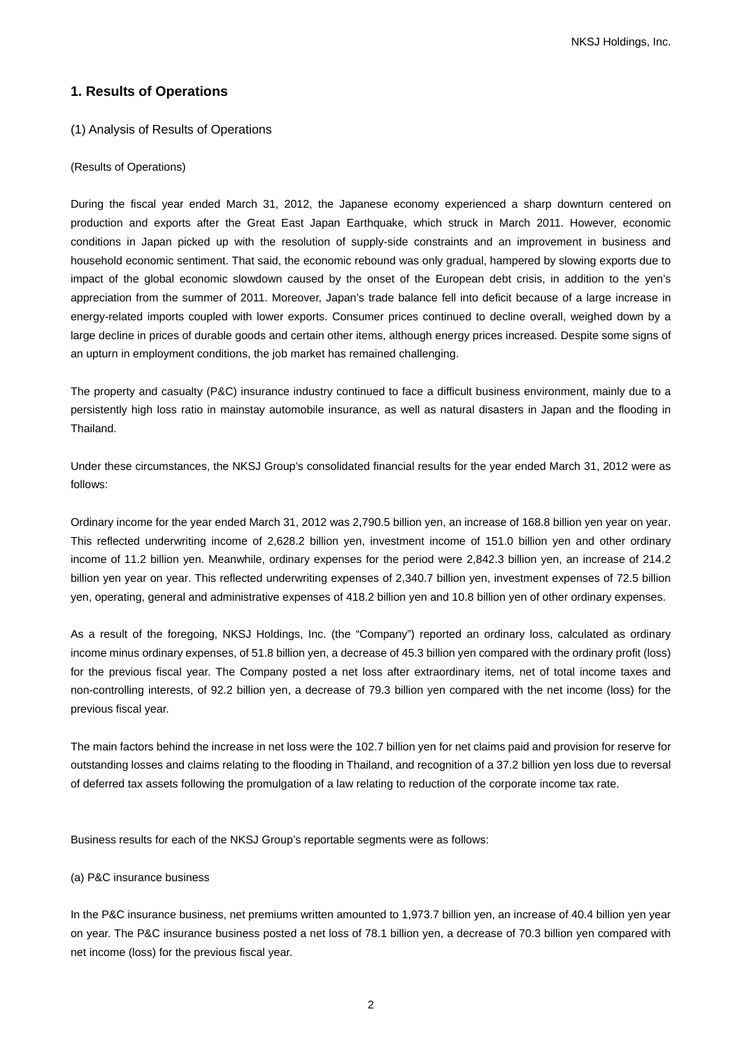## 1. Results of Operations

### (1) Analysis of Results of Operations

(Results of Operations)

During the fiscal year ended March 31, 2012, the Japanese economy experienced a sharp downturn centered on production and exports after the Great East Japan Earthquake, which struck in March 2011. However, economic conditions in Japan picked up with the resolution of supply-side constraints and an improvement in business and household economic sentiment. That said, the economic rebound was only gradual, hampered by slowing exports due to impact of the global economic slowdown caused by the onset of the European debt crisis, in addition to the yen's appreciation from the summer of 2011. Moreover, Japan's trade balance fell into deficit because of a large increase in energy-related imports coupled with lower exports. Consumer prices continued to decline overall, weighed down by a large decline in prices of durable goods and certain other items, although energy prices increased. Despite some signs of an upturn in employment conditions, the job market has remained challenging.

The property and casualty (P&C) insurance industry continued to face a difficult business environment, mainly due to a persistently high loss ratio in mainstay automobile insurance, as well as natural disasters in Japan and the flooding in Thailand.

Under these circumstances, the NKSJ Group's consolidated financial results for the year ended March 31, 2012 were as follows:

Ordinary income for the year ended March 31, 2012 was 2,790.5 billion yen, an increase of 168.8 billion yen year on year. This reflected underwriting income of 2,628.2 billion yen, investment income of 151.0 billion yen and other ordinary income of 11.2 billion yen. Meanwhile, ordinary expenses for the period were 2,842.3 billion yen, an increase of 214.2 billion yen year on year. This reflected underwriting expenses of 2,340.7 billion yen, investment expenses of 72.5 billion yen, operating, general and administrative expenses of 418.2 billion yen and 10.8 billion yen of other ordinary expenses.

As a result of the foregoing, NKSJ Holdings, Inc. (the "Company") reported an ordinary loss, calculated as ordinary income minus ordinary expenses, of 51.8 billion yen, a decrease of 45.3 billion yen compared with the ordinary profit (loss) for the previous fiscal year. The Company posted a net loss after extraordinary items, net of total income taxes and non-controlling interests, of 92.2 billion yen, a decrease of 79.3 billion yen compared with the net income (loss) for the previous fiscal year.

The main factors behind the increase in net loss were the 102.7 billion yen for net claims paid and provision for reserve for outstanding losses and claims relating to the flooding in Thailand, and recognition of a 37.2 billion yen loss due to reversal of deferred tax assets following the promulgation of a law relating to reduction of the corporate income tax rate.

Business results for each of the NKSJ Group's reportable segments were as follows:

(a) P&C insurance business

In the P&C insurance business, net premiums written amounted to 1,973.7 billion yen, an increase of 40.4 billion yen year on year. The P&C insurance business posted a net loss of 78.1 billion yen, a decrease of 70.3 billion yen compared with net income (loss) for the previous fiscal year.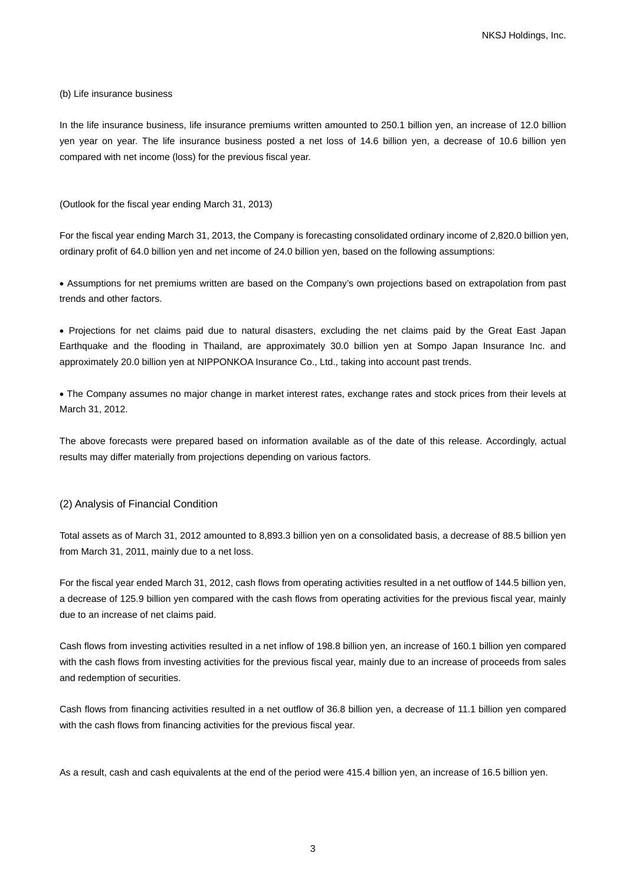(b) Life insurance business

In the life insurance business, life insurance premiums written amounted to 250.1 billion yen, an increase of 12.0 billion yen year on year. The life insurance business posted a net loss of 14.6 billion yen, a decrease of 10.6 billion yen compared with net income (loss) for the previous fiscal year.

(Outlook for the fiscal year ending March 31, 2013)

For the fiscal year ending March 31, 2013, the Company is forecasting consolidated ordinary income of 2,820.0 billion yen, ordinary profit of 64.0 billion yen and net income of 24.0 billion yen, based on the following assumptions:

- Assumptions for net premiums written are based on the Company's own projections based on extrapolation from past trends and other factors.

- Projections for net claims paid due to natural disasters, excluding the net claims paid by the Great East Japan Earthquake and the flooding in Thailand, are approximately 30.0 billion yen at Sompo Japan Insurance Inc. and approximately 20.0 billion yen at NIPPONKOA Insurance Co., Ltd., taking into account past trends.

- The Company assumes no major change in market interest rates, exchange rates and stock prices from their levels at March 31, 2012.

The above forecasts were prepared based on information available as of the date of this release. Accordingly, actual results may differ materially from projections depending on various factors.

## (2) Analysis of Financial Condition

Total assets as of March 31, 2012 amounted to 8,893.3 billion yen on a consolidated basis, a decrease of 88.5 billion yen from March 31, 2011, mainly due to a net loss.

For the fiscal year ended March 31, 2012, cash flows from operating activities resulted in a net outflow of 144.5 billion yen, a decrease of 125.9 billion yen compared with the cash flows from operating activities for the previous fiscal year, mainly due to an increase of net claims paid.

Cash flows from investing activities resulted in a net inflow of 198.8 billion yen, an increase of 160.1 billion yen compared with the cash flows from investing activities for the previous fiscal year, mainly due to an increase of proceeds from sales and redemption of securities.

Cash flows from financing activities resulted in a net outflow of 36.8 billion yen, a decrease of 11.1 billion yen compared with the cash flows from financing activities for the previous fiscal year.

As a result, cash and cash equivalents at the end of the period were 415.4 billion yen, an increase of 16.5 billion yen.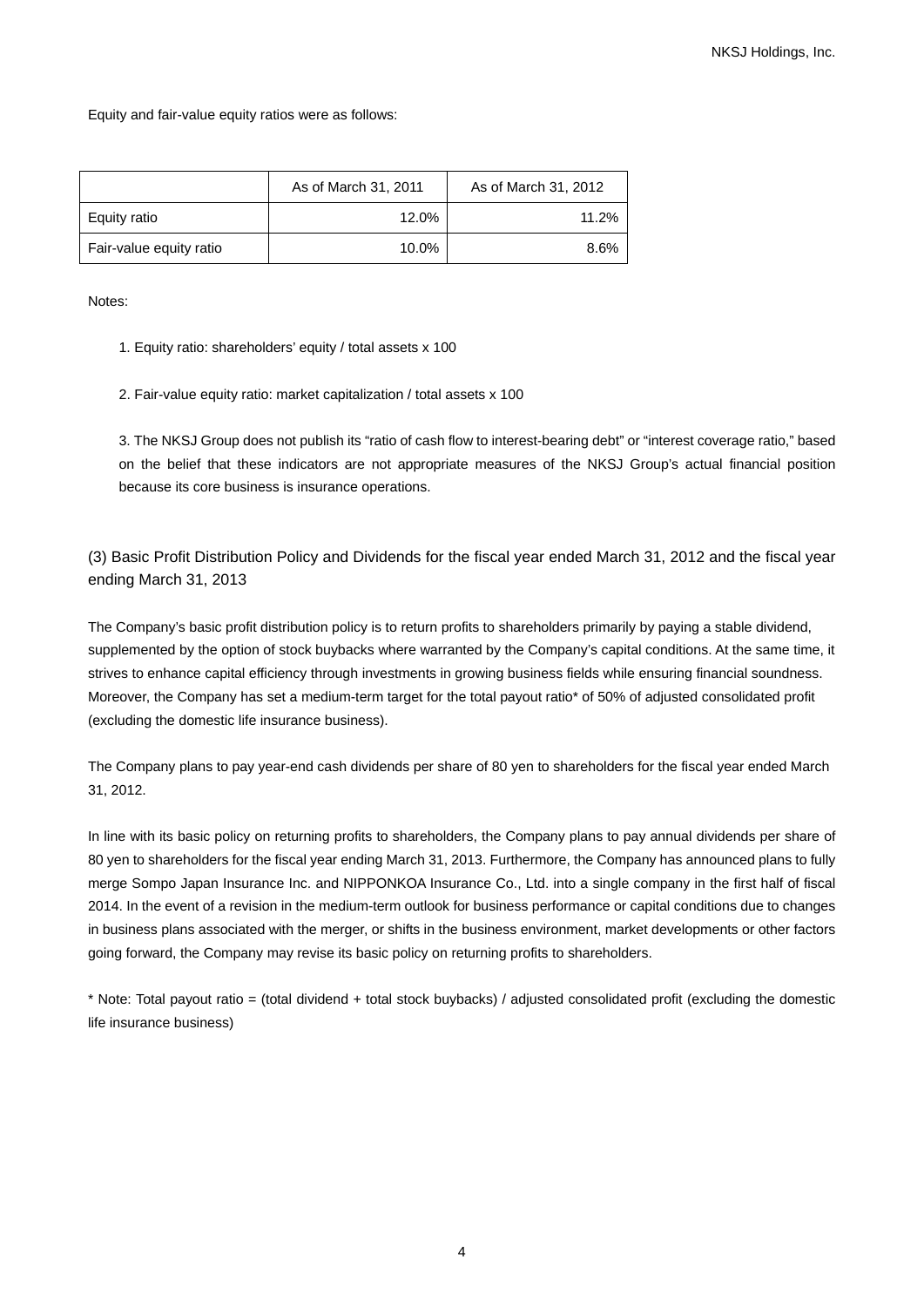Equity and fair-value equity ratios were as follows:

| | As of March 31, 2011 | As of March 31, 2012 |
|---|---|---|
| Equity ratio | 12.0% | 11.2% |
| Fair-value equity ratio | 10.0% | 8.6% |

Notes:

1. Equity ratio: shareholders' equity / total assets x 100

2. Fair-value equity ratio: market capitalization / total assets x 100

3. The NKSJ Group does not publish its "ratio of cash flow to interest-bearing debt" or "interest coverage ratio," based on the belief that these indicators are not appropriate measures of the NKSJ Group's actual financial position because its core business is insurance operations.

### (3) Basic Profit Distribution Policy and Dividends for the fiscal year ended March 31, 2012 and the fiscal year ending March 31, 2013

The Company's basic profit distribution policy is to return profits to shareholders primarily by paying a stable dividend, supplemented by the option of stock buybacks where warranted by the Company's capital conditions. At the same time, it strives to enhance capital efficiency through investments in growing business fields while ensuring financial soundness. Moreover, the Company has set a medium-term target for the total payout ratio* of 50% of adjusted consolidated profit (excluding the domestic life insurance business).

The Company plans to pay year-end cash dividends per share of 80 yen to shareholders for the fiscal year ended March 31, 2012.

In line with its basic policy on returning profits to shareholders, the Company plans to pay annual dividends per share of 80 yen to shareholders for the fiscal year ending March 31, 2013. Furthermore, the Company has announced plans to fully merge Sompo Japan Insurance Inc. and NIPPONKOA Insurance Co., Ltd. into a single company in the first half of fiscal 2014. In the event of a revision in the medium-term outlook for business performance or capital conditions due to changes in business plans associated with the merger, or shifts in the business environment, market developments or other factors going forward, the Company may revise its basic policy on returning profits to shareholders.

* Note: Total payout ratio = (total dividend + total stock buybacks) / adjusted consolidated profit (excluding the domestic life insurance business)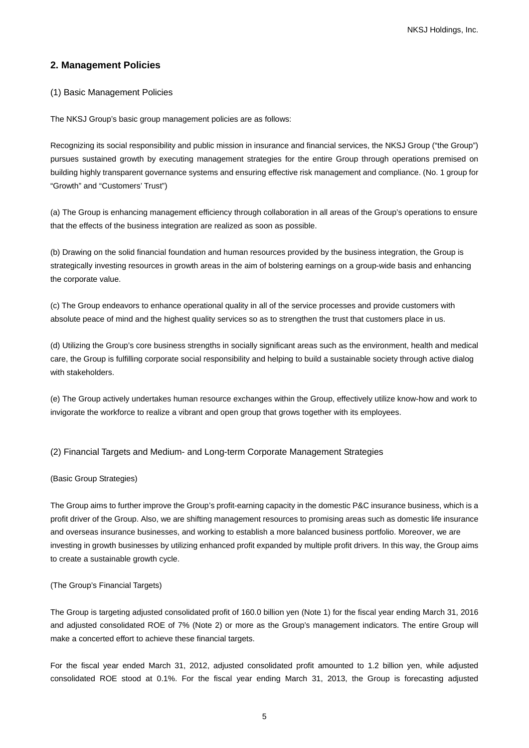## 2. Management Policies

(1) Basic Management Policies

The NKSJ Group's basic group management policies are as follows:

Recognizing its social responsibility and public mission in insurance and financial services, the NKSJ Group ("the Group") pursues sustained growth by executing management strategies for the entire Group through operations premised on building highly transparent governance systems and ensuring effective risk management and compliance. (No. 1 group for "Growth" and "Customers' Trust")

(a) The Group is enhancing management efficiency through collaboration in all areas of the Group's operations to ensure that the effects of the business integration are realized as soon as possible.

(b) Drawing on the solid financial foundation and human resources provided by the business integration, the Group is strategically investing resources in growth areas in the aim of bolstering earnings on a group-wide basis and enhancing the corporate value.

(c) The Group endeavors to enhance operational quality in all of the service processes and provide customers with absolute peace of mind and the highest quality services so as to strengthen the trust that customers place in us.

(d) Utilizing the Group's core business strengths in socially significant areas such as the environment, health and medical care, the Group is fulfilling corporate social responsibility and helping to build a sustainable society through active dialog with stakeholders.

(e) The Group actively undertakes human resource exchanges within the Group, effectively utilize know-how and work to invigorate the workforce to realize a vibrant and open group that grows together with its employees.

(2) Financial Targets and Medium- and Long-term Corporate Management Strategies

(Basic Group Strategies)

The Group aims to further improve the Group's profit-earning capacity in the domestic P&C insurance business, which is a profit driver of the Group. Also, we are shifting management resources to promising areas such as domestic life insurance and overseas insurance businesses, and working to establish a more balanced business portfolio. Moreover, we are investing in growth businesses by utilizing enhanced profit expanded by multiple profit drivers. In this way, the Group aims to create a sustainable growth cycle.

(The Group's Financial Targets)

The Group is targeting adjusted consolidated profit of 160.0 billion yen (Note 1) for the fiscal year ending March 31, 2016 and adjusted consolidated ROE of 7% (Note 2) or more as the Group's management indicators. The entire Group will make a concerted effort to achieve these financial targets.

For the fiscal year ended March 31, 2012, adjusted consolidated profit amounted to 1.2 billion yen, while adjusted consolidated ROE stood at 0.1%. For the fiscal year ending March 31, 2013, the Group is forecasting adjusted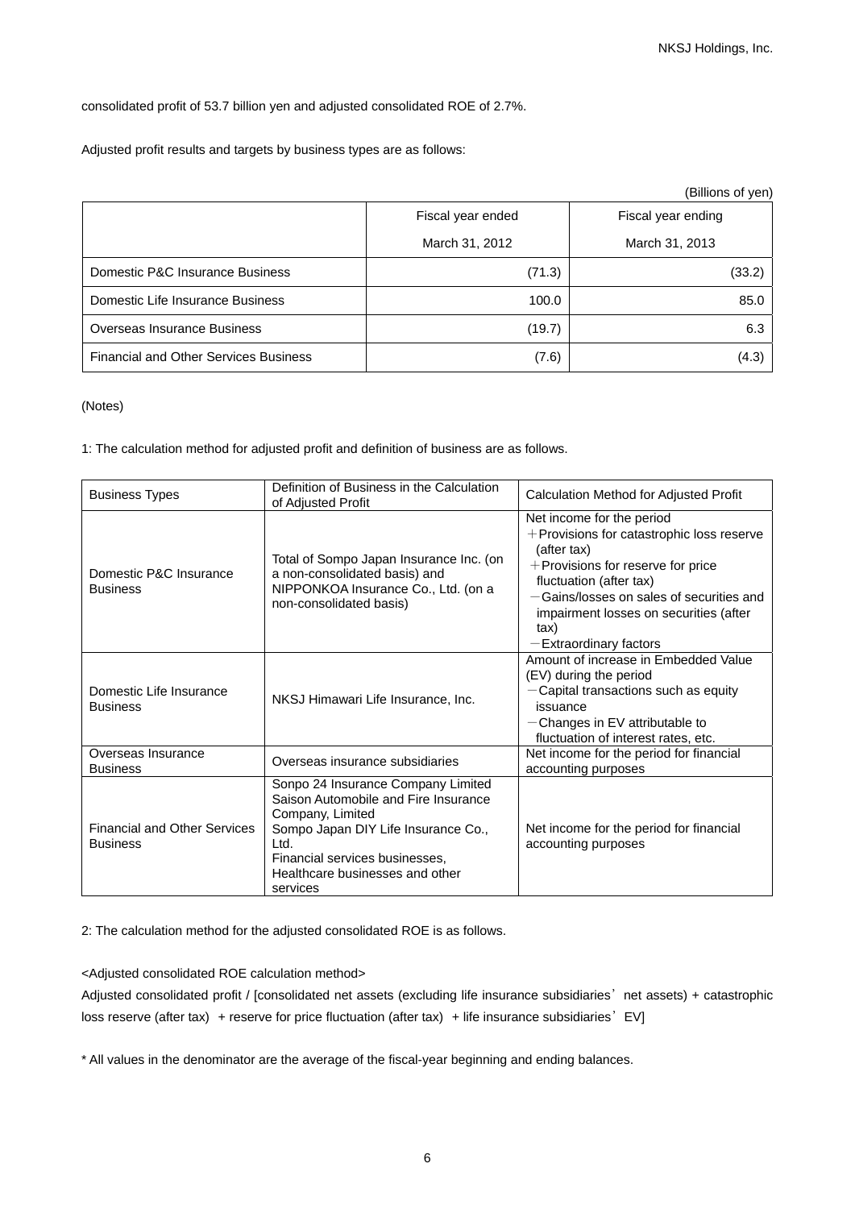consolidated profit of 53.7 billion yen and adjusted consolidated ROE of 2.7%.

Adjusted profit results and targets by business types are as follows:

(Billions of yen)

| | Fiscal year ended March 31, 2012 | Fiscal year ending March 31, 2013 |
|---|---:|---:|
| Domestic P&C Insurance Business | (71.3) | (33.2) |
| Domestic Life Insurance Business | 100.0 | 85.0 |
| Overseas Insurance Business | (19.7) | 6.3 |
| Financial and Other Services Business | (7.6) | (4.3) |

(Notes)

1: The calculation method for adjusted profit and definition of business are as follows.

| Business Types | Definition of Business in the Calculation of Adjusted Profit | Calculation Method for Adjusted Profit |
|---|---|---|
| Domestic P&C Insurance Business | Total of Sompo Japan Insurance Inc. (on a non-consolidated basis) and NIPPONKOA Insurance Co., Ltd. (on a non-consolidated basis) | Net income for the period<br>＋Provisions for catastrophic loss reserve (after tax)<br>＋Provisions for reserve for price fluctuation (after tax)<br>－Gains/losses on sales of securities and impairment losses on securities (after tax)<br>－Extraordinary factors |
| Domestic Life Insurance Business | NKSJ Himawari Life Insurance, Inc. | Amount of increase in Embedded Value (EV) during the period<br>－Capital transactions such as equity issuance<br>－Changes in EV attributable to fluctuation of interest rates, etc. |
| Overseas Insurance Business | Overseas insurance subsidiaries | Net income for the period for financial accounting purposes |
| Financial and Other Services Business | Sonpo 24 Insurance Company Limited<br>Saison Automobile and Fire Insurance Company, Limited<br>Sompo Japan DIY Life Insurance Co., Ltd.<br>Financial services businesses, Healthcare businesses and other services | Net income for the period for financial accounting purposes |

2: The calculation method for the adjusted consolidated ROE is as follows.

<Adjusted consolidated ROE calculation method>

Adjusted consolidated profit / [consolidated net assets (excluding life insurance subsidiaries' net assets) + catastrophic loss reserve (after tax) + reserve for price fluctuation (after tax) + life insurance subsidiaries' EV]

* All values in the denominator are the average of the fiscal-year beginning and ending balances.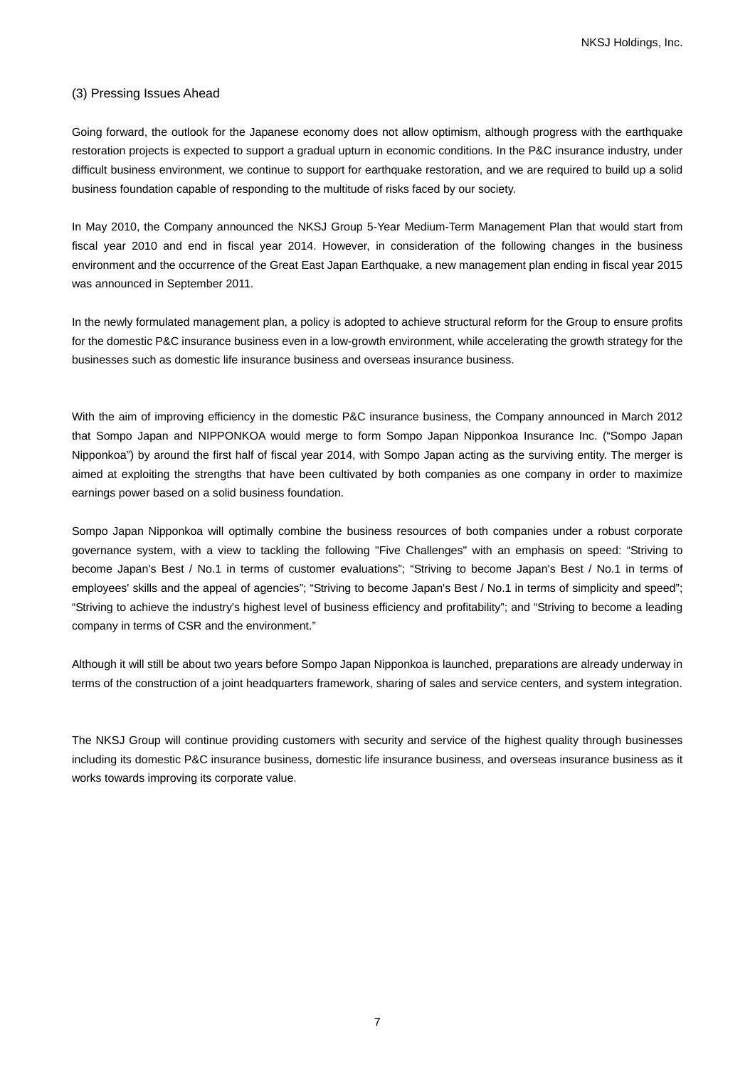### (3) Pressing Issues Ahead

Going forward, the outlook for the Japanese economy does not allow optimism, although progress with the earthquake restoration projects is expected to support a gradual upturn in economic conditions. In the P&C insurance industry, under difficult business environment, we continue to support for earthquake restoration, and we are required to build up a solid business foundation capable of responding to the multitude of risks faced by our society.

In May 2010, the Company announced the NKSJ Group 5-Year Medium-Term Management Plan that would start from fiscal year 2010 and end in fiscal year 2014. However, in consideration of the following changes in the business environment and the occurrence of the Great East Japan Earthquake, a new management plan ending in fiscal year 2015 was announced in September 2011.

In the newly formulated management plan, a policy is adopted to achieve structural reform for the Group to ensure profits for the domestic P&C insurance business even in a low-growth environment, while accelerating the growth strategy for the businesses such as domestic life insurance business and overseas insurance business.

With the aim of improving efficiency in the domestic P&C insurance business, the Company announced in March 2012 that Sompo Japan and NIPPONKOA would merge to form Sompo Japan Nipponkoa Insurance Inc. ("Sompo Japan Nipponkoa") by around the first half of fiscal year 2014, with Sompo Japan acting as the surviving entity. The merger is aimed at exploiting the strengths that have been cultivated by both companies as one company in order to maximize earnings power based on a solid business foundation.

Sompo Japan Nipponkoa will optimally combine the business resources of both companies under a robust corporate governance system, with a view to tackling the following "Five Challenges" with an emphasis on speed: "Striving to become Japan's Best / No.1 in terms of customer evaluations"; "Striving to become Japan's Best / No.1 in terms of employees' skills and the appeal of agencies"; "Striving to become Japan's Best / No.1 in terms of simplicity and speed"; "Striving to achieve the industry's highest level of business efficiency and profitability"; and "Striving to become a leading company in terms of CSR and the environment."

Although it will still be about two years before Sompo Japan Nipponkoa is launched, preparations are already underway in terms of the construction of a joint headquarters framework, sharing of sales and service centers, and system integration.

The NKSJ Group will continue providing customers with security and service of the highest quality through businesses including its domestic P&C insurance business, domestic life insurance business, and overseas insurance business as it works towards improving its corporate value.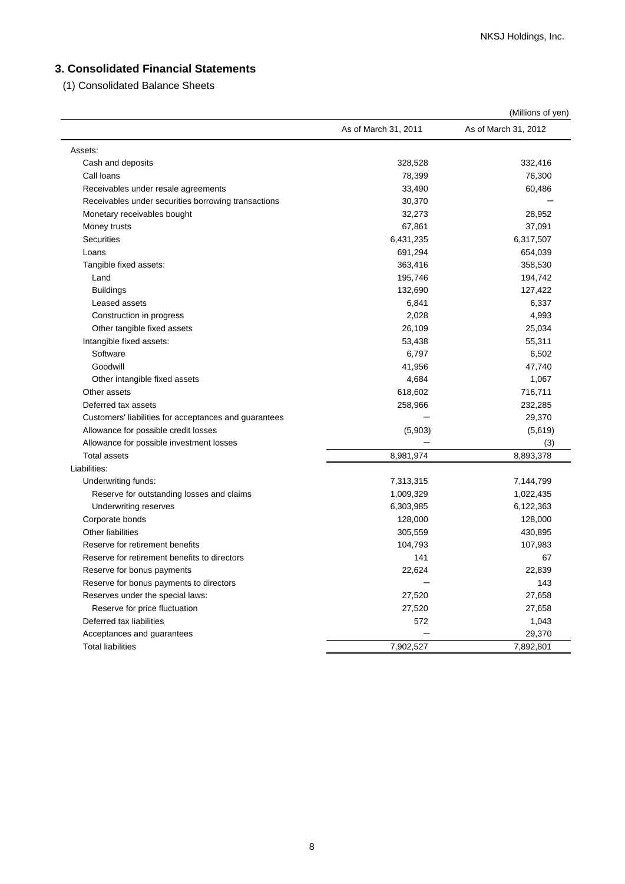## 3. Consolidated Financial Statements

(1) Consolidated Balance Sheets

(Millions of yen)

| | As of March 31, 2011 | As of March 31, 2012 |
|---|---|---|
| Assets: | | |
| Cash and deposits | 328,528 | 332,416 |
| Call loans | 78,399 | 76,300 |
| Receivables under resale agreements | 33,490 | 60,486 |
| Receivables under securities borrowing transactions | 30,370 | – |
| Monetary receivables bought | 32,273 | 28,952 |
| Money trusts | 67,861 | 37,091 |
| Securities | 6,431,235 | 6,317,507 |
| Loans | 691,294 | 654,039 |
| Tangible fixed assets: | 363,416 | 358,530 |
| Land | 195,746 | 194,742 |
| Buildings | 132,690 | 127,422 |
| Leased assets | 6,841 | 6,337 |
| Construction in progress | 2,028 | 4,993 |
| Other tangible fixed assets | 26,109 | 25,034 |
| Intangible fixed assets: | 53,438 | 55,311 |
| Software | 6,797 | 6,502 |
| Goodwill | 41,956 | 47,740 |
| Other intangible fixed assets | 4,684 | 1,067 |
| Other assets | 618,602 | 716,711 |
| Deferred tax assets | 258,966 | 232,285 |
| Customers' liabilities for acceptances and guarantees | – | 29,370 |
| Allowance for possible credit losses | (5,903) | (5,619) |
| Allowance for possible investment losses | – | (3) |
| Total assets | 8,981,974 | 8,893,378 |
| Liabilities: | | |
| Underwriting funds: | 7,313,315 | 7,144,799 |
| Reserve for outstanding losses and claims | 1,009,329 | 1,022,435 |
| Underwriting reserves | 6,303,985 | 6,122,363 |
| Corporate bonds | 128,000 | 128,000 |
| Other liabilities | 305,559 | 430,895 |
| Reserve for retirement benefits | 104,793 | 107,983 |
| Reserve for retirement benefits to directors | 141 | 67 |
| Reserve for bonus payments | 22,624 | 22,839 |
| Reserve for bonus payments to directors | – | 143 |
| Reserves under the special laws: | 27,520 | 27,658 |
| Reserve for price fluctuation | 27,520 | 27,658 |
| Deferred tax liabilities | 572 | 1,043 |
| Acceptances and guarantees | – | 29,370 |
| Total liabilities | 7,902,527 | 7,892,801 |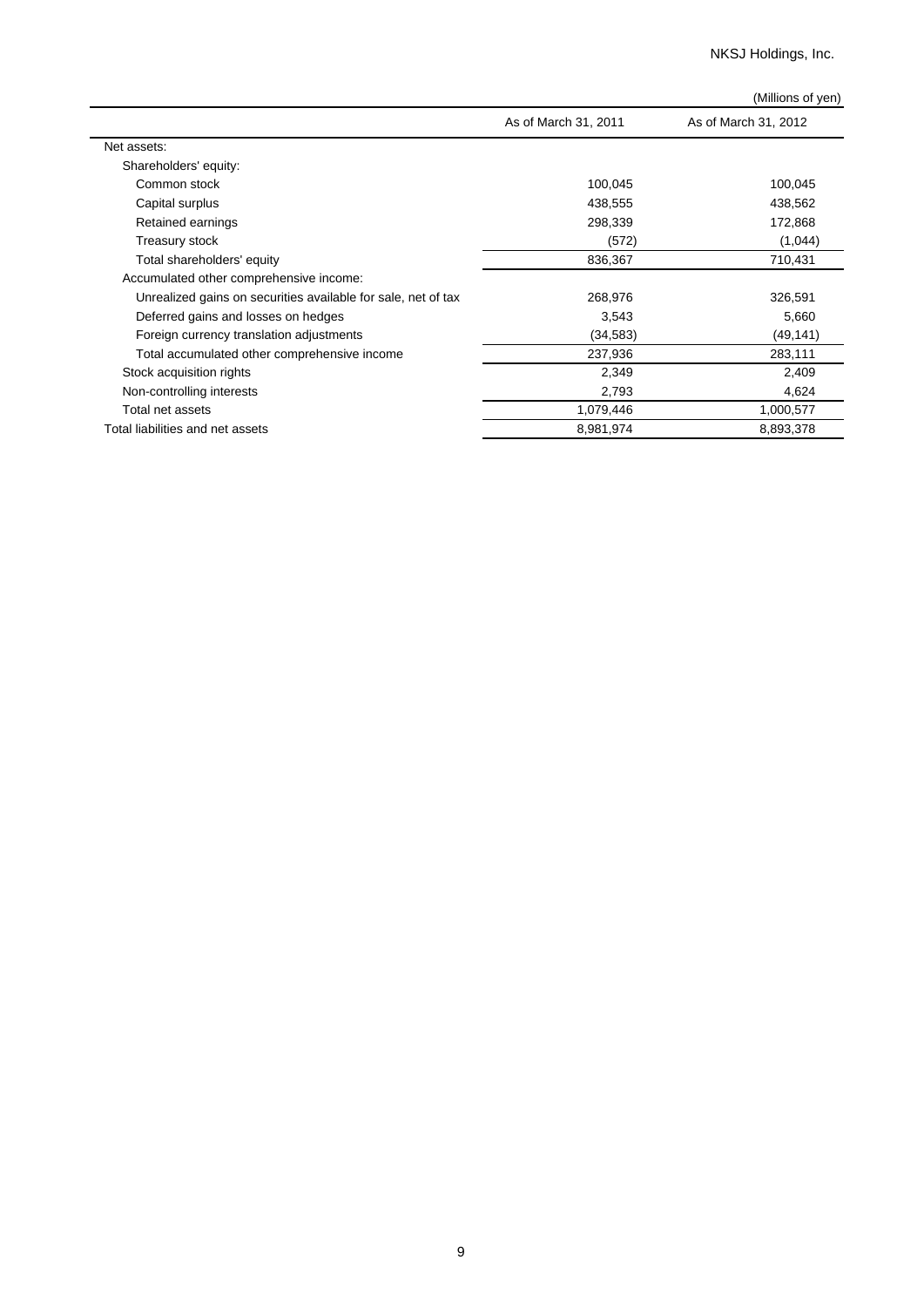(Millions of yen)

| | As of March 31, 2011 | As of March 31, 2012 |
|---|---|---|
| Net assets: | | |
| Shareholders' equity: | | |
| Common stock | 100,045 | 100,045 |
| Capital surplus | 438,555 | 438,562 |
| Retained earnings | 298,339 | 172,868 |
| Treasury stock | (572) | (1,044) |
| Total shareholders' equity | 836,367 | 710,431 |
| Accumulated other comprehensive income: | | |
| Unrealized gains on securities available for sale, net of tax | 268,976 | 326,591 |
| Deferred gains and losses on hedges | 3,543 | 5,660 |
| Foreign currency translation adjustments | (34,583) | (49,141) |
| Total accumulated other comprehensive income | 237,936 | 283,111 |
| Stock acquisition rights | 2,349 | 2,409 |
| Non-controlling interests | 2,793 | 4,624 |
| Total net assets | 1,079,446 | 1,000,577 |
| Total liabilities and net assets | 8,981,974 | 8,893,378 |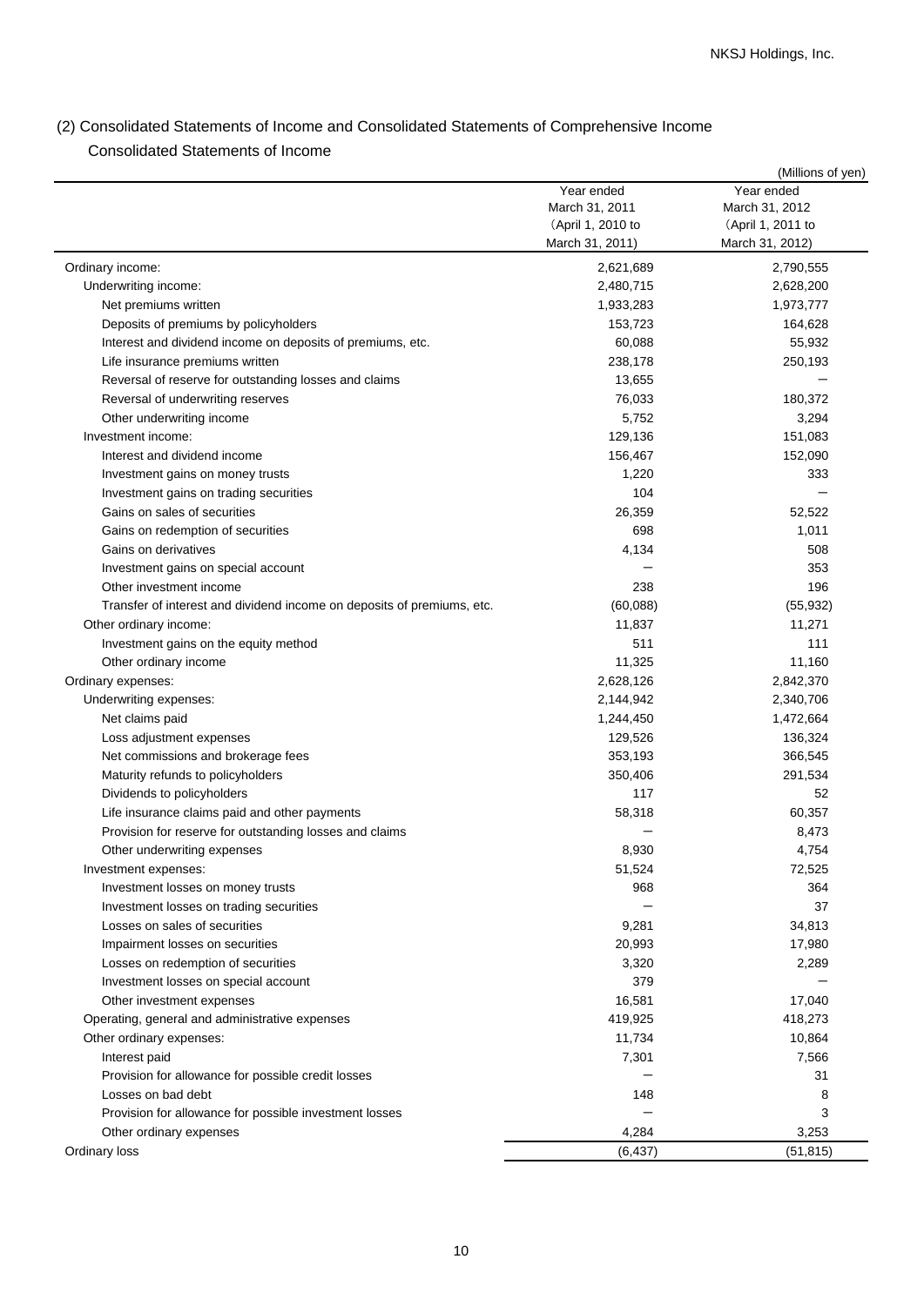## (2) Consolidated Statements of Income and Consolidated Statements of Comprehensive Income

### Consolidated Statements of Income

(Millions of yen)

| | Year ended March 31, 2011 (April 1, 2010 to March 31, 2011) | Year ended March 31, 2012 (April 1, 2011 to March 31, 2012) |
|---|---|---|
| Ordinary income: | 2,621,689 | 2,790,555 |
| Underwriting income: | 2,480,715 | 2,628,200 |
| Net premiums written | 1,933,283 | 1,973,777 |
| Deposits of premiums by policyholders | 153,723 | 164,628 |
| Interest and dividend income on deposits of premiums, etc. | 60,088 | 55,932 |
| Life insurance premiums written | 238,178 | 250,193 |
| Reversal of reserve for outstanding losses and claims | 13,655 | ― |
| Reversal of underwriting reserves | 76,033 | 180,372 |
| Other underwriting income | 5,752 | 3,294 |
| Investment income: | 129,136 | 151,083 |
| Interest and dividend income | 156,467 | 152,090 |
| Investment gains on money trusts | 1,220 | 333 |
| Investment gains on trading securities | 104 | ― |
| Gains on sales of securities | 26,359 | 52,522 |
| Gains on redemption of securities | 698 | 1,011 |
| Gains on derivatives | 4,134 | 508 |
| Investment gains on special account | ― | 353 |
| Other investment income | 238 | 196 |
| Transfer of interest and dividend income on deposits of premiums, etc. | (60,088) | (55,932) |
| Other ordinary income: | 11,837 | 11,271 |
| Investment gains on the equity method | 511 | 111 |
| Other ordinary income | 11,325 | 11,160 |
| Ordinary expenses: | 2,628,126 | 2,842,370 |
| Underwriting expenses: | 2,144,942 | 2,340,706 |
| Net claims paid | 1,244,450 | 1,472,664 |
| Loss adjustment expenses | 129,526 | 136,324 |
| Net commissions and brokerage fees | 353,193 | 366,545 |
| Maturity refunds to policyholders | 350,406 | 291,534 |
| Dividends to policyholders | 117 | 52 |
| Life insurance claims paid and other payments | 58,318 | 60,357 |
| Provision for reserve for outstanding losses and claims | ― | 8,473 |
| Other underwriting expenses | 8,930 | 4,754 |
| Investment expenses: | 51,524 | 72,525 |
| Investment losses on money trusts | 968 | 364 |
| Investment losses on trading securities | ― | 37 |
| Losses on sales of securities | 9,281 | 34,813 |
| Impairment losses on securities | 20,993 | 17,980 |
| Losses on redemption of securities | 3,320 | 2,289 |
| Investment losses on special account | 379 | ― |
| Other investment expenses | 16,581 | 17,040 |
| Operating, general and administrative expenses | 419,925 | 418,273 |
| Other ordinary expenses: | 11,734 | 10,864 |
| Interest paid | 7,301 | 7,566 |
| Provision for allowance for possible credit losses | ― | 31 |
| Losses on bad debt | 148 | 8 |
| Provision for allowance for possible investment losses | ― | 3 |
| Other ordinary expenses | 4,284 | 3,253 |
| Ordinary loss | (6,437) | (51,815) |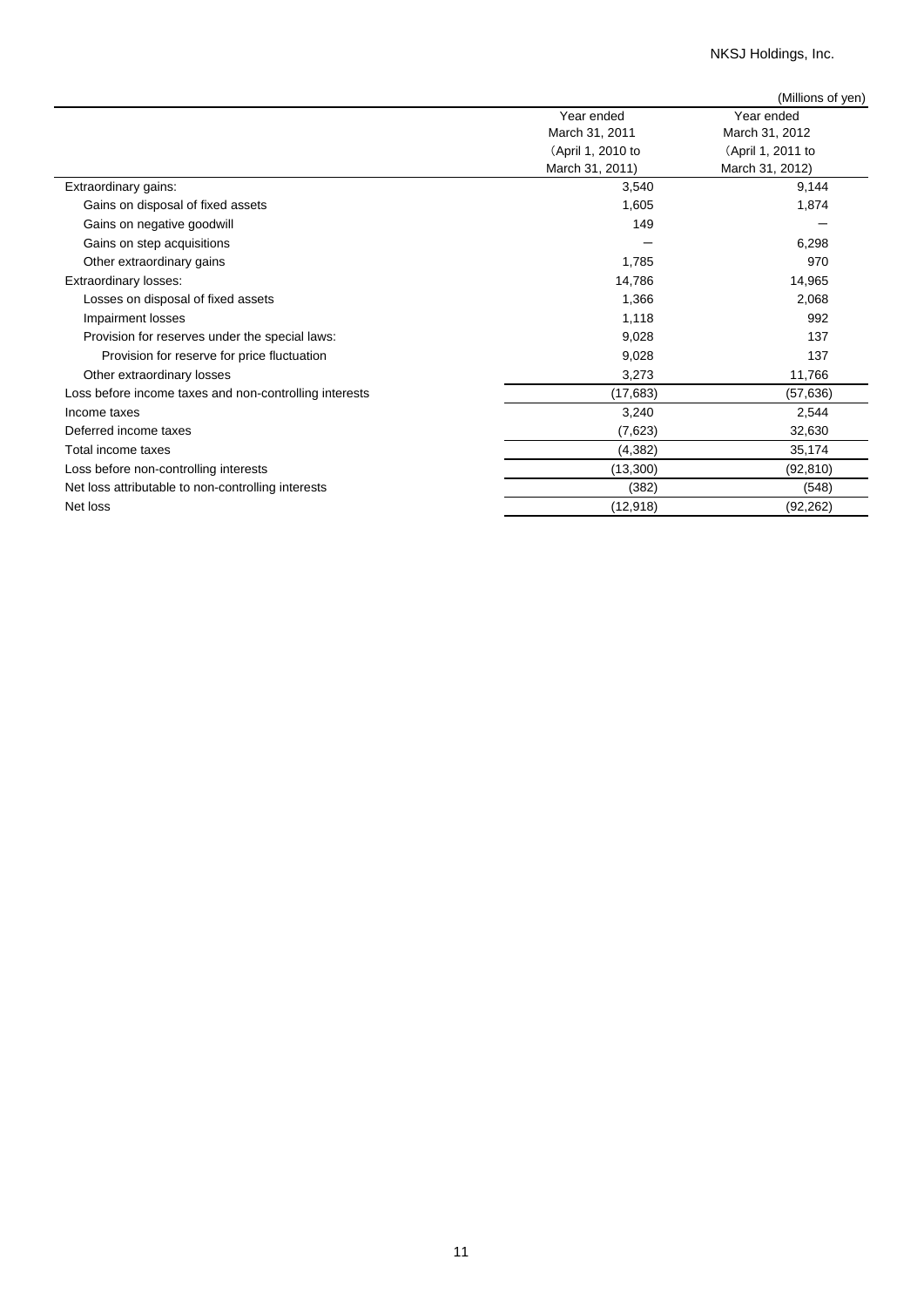(Millions of yen)

| | Year ended March 31, 2011 (April 1, 2010 to March 31, 2011) | Year ended March 31, 2012 (April 1, 2011 to March 31, 2012) |
|---|---|---|
| Extraordinary gains: | 3,540 | 9,144 |
| Gains on disposal of fixed assets | 1,605 | 1,874 |
| Gains on negative goodwill | 149 | — |
| Gains on step acquisitions | — | 6,298 |
| Other extraordinary gains | 1,785 | 970 |
| Extraordinary losses: | 14,786 | 14,965 |
| Losses on disposal of fixed assets | 1,366 | 2,068 |
| Impairment losses | 1,118 | 992 |
| Provision for reserves under the special laws: | 9,028 | 137 |
| Provision for reserve for price fluctuation | 9,028 | 137 |
| Other extraordinary losses | 3,273 | 11,766 |
| Loss before income taxes and non-controlling interests | (17,683) | (57,636) |
| Income taxes | 3,240 | 2,544 |
| Deferred income taxes | (7,623) | 32,630 |
| Total income taxes | (4,382) | 35,174 |
| Loss before non-controlling interests | (13,300) | (92,810) |
| Net loss attributable to non-controlling interests | (382) | (548) |
| Net loss | (12,918) | (92,262) |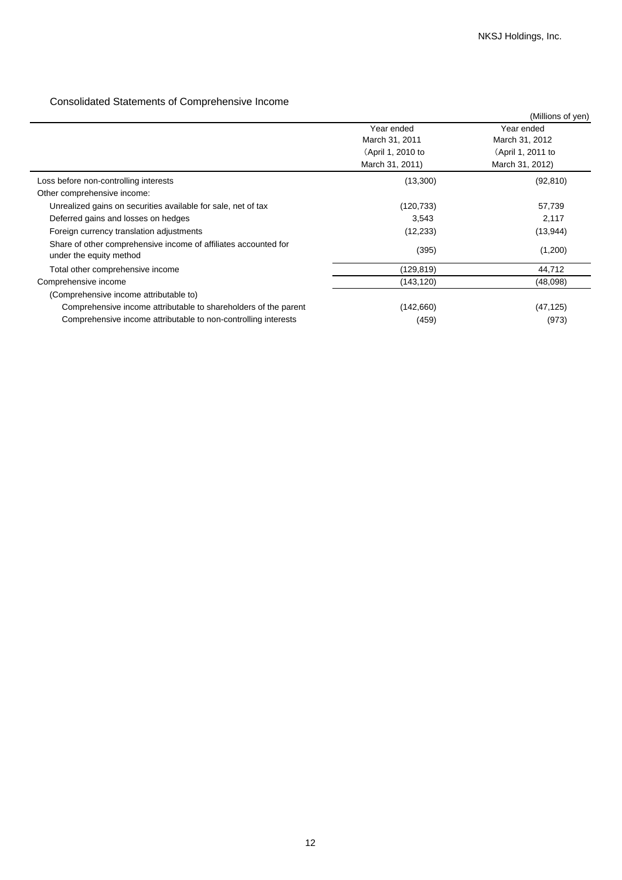## Consolidated Statements of Comprehensive Income

(Millions of yen)

| | Year ended March 31, 2011 (April 1, 2010 to March 31, 2011) | Year ended March 31, 2012 (April 1, 2011 to March 31, 2012) |
|---|---|---|
| Loss before non-controlling interests | (13,300) | (92,810) |
| Other comprehensive income: | | |
| Unrealized gains on securities available for sale, net of tax | (120,733) | 57,739 |
| Deferred gains and losses on hedges | 3,543 | 2,117 |
| Foreign currency translation adjustments | (12,233) | (13,944) |
| Share of other comprehensive income of affiliates accounted for under the equity method | (395) | (1,200) |
| Total other comprehensive income | (129,819) | 44,712 |
| Comprehensive income | (143,120) | (48,098) |
| (Comprehensive income attributable to) | | |
| Comprehensive income attributable to shareholders of the parent | (142,660) | (47,125) |
| Comprehensive income attributable to non-controlling interests | (459) | (973) |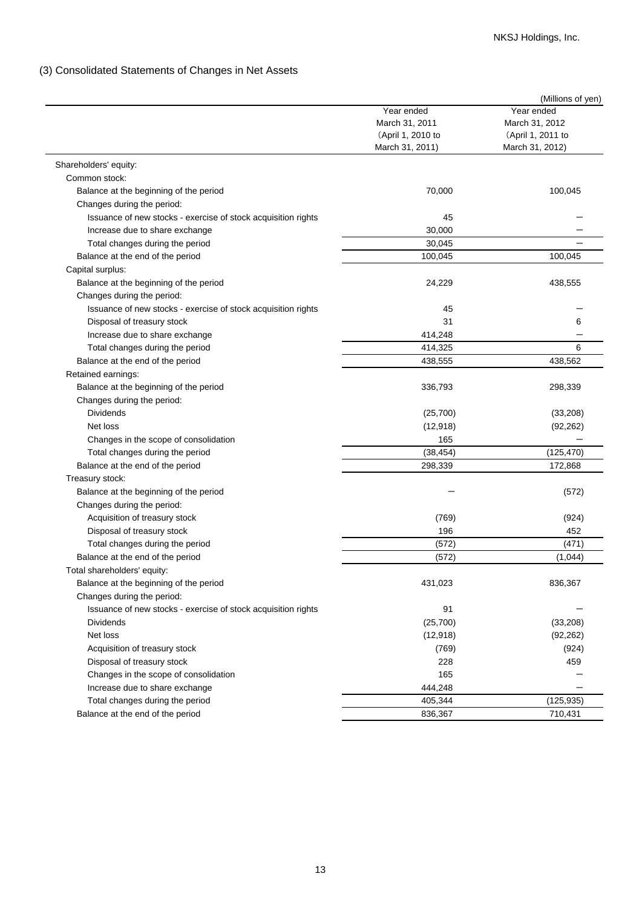## (3) Consolidated Statements of Changes in Net Assets

(Millions of yen)

| | Year ended March 31, 2011 (April 1, 2010 to March 31, 2011) | Year ended March 31, 2012 (April 1, 2011 to March 31, 2012) |
|---|---|---|
| Shareholders' equity: | | |
| Common stock: | | |
| Balance at the beginning of the period | 70,000 | 100,045 |
| Changes during the period: | | |
| Issuance of new stocks - exercise of stock acquisition rights | 45 | － |
| Increase due to share exchange | 30,000 | － |
| Total changes during the period | 30,045 | － |
| Balance at the end of the period | 100,045 | 100,045 |
| Capital surplus: | | |
| Balance at the beginning of the period | 24,229 | 438,555 |
| Changes during the period: | | |
| Issuance of new stocks - exercise of stock acquisition rights | 45 | － |
| Disposal of treasury stock | 31 | 6 |
| Increase due to share exchange | 414,248 | － |
| Total changes during the period | 414,325 | 6 |
| Balance at the end of the period | 438,555 | 438,562 |
| Retained earnings: | | |
| Balance at the beginning of the period | 336,793 | 298,339 |
| Changes during the period: | | |
| Dividends | (25,700) | (33,208) |
| Net loss | (12,918) | (92,262) |
| Changes in the scope of consolidation | 165 | － |
| Total changes during the period | (38,454) | (125,470) |
| Balance at the end of the period | 298,339 | 172,868 |
| Treasury stock: | | |
| Balance at the beginning of the period | － | (572) |
| Changes during the period: | | |
| Acquisition of treasury stock | (769) | (924) |
| Disposal of treasury stock | 196 | 452 |
| Total changes during the period | (572) | (471) |
| Balance at the end of the period | (572) | (1,044) |
| Total shareholders' equity: | | |
| Balance at the beginning of the period | 431,023 | 836,367 |
| Changes during the period: | | |
| Issuance of new stocks - exercise of stock acquisition rights | 91 | － |
| Dividends | (25,700) | (33,208) |
| Net loss | (12,918) | (92,262) |
| Acquisition of treasury stock | (769) | (924) |
| Disposal of treasury stock | 228 | 459 |
| Changes in the scope of consolidation | 165 | － |
| Increase due to share exchange | 444,248 | － |
| Total changes during the period | 405,344 | (125,935) |
| Balance at the end of the period | 836,367 | 710,431 |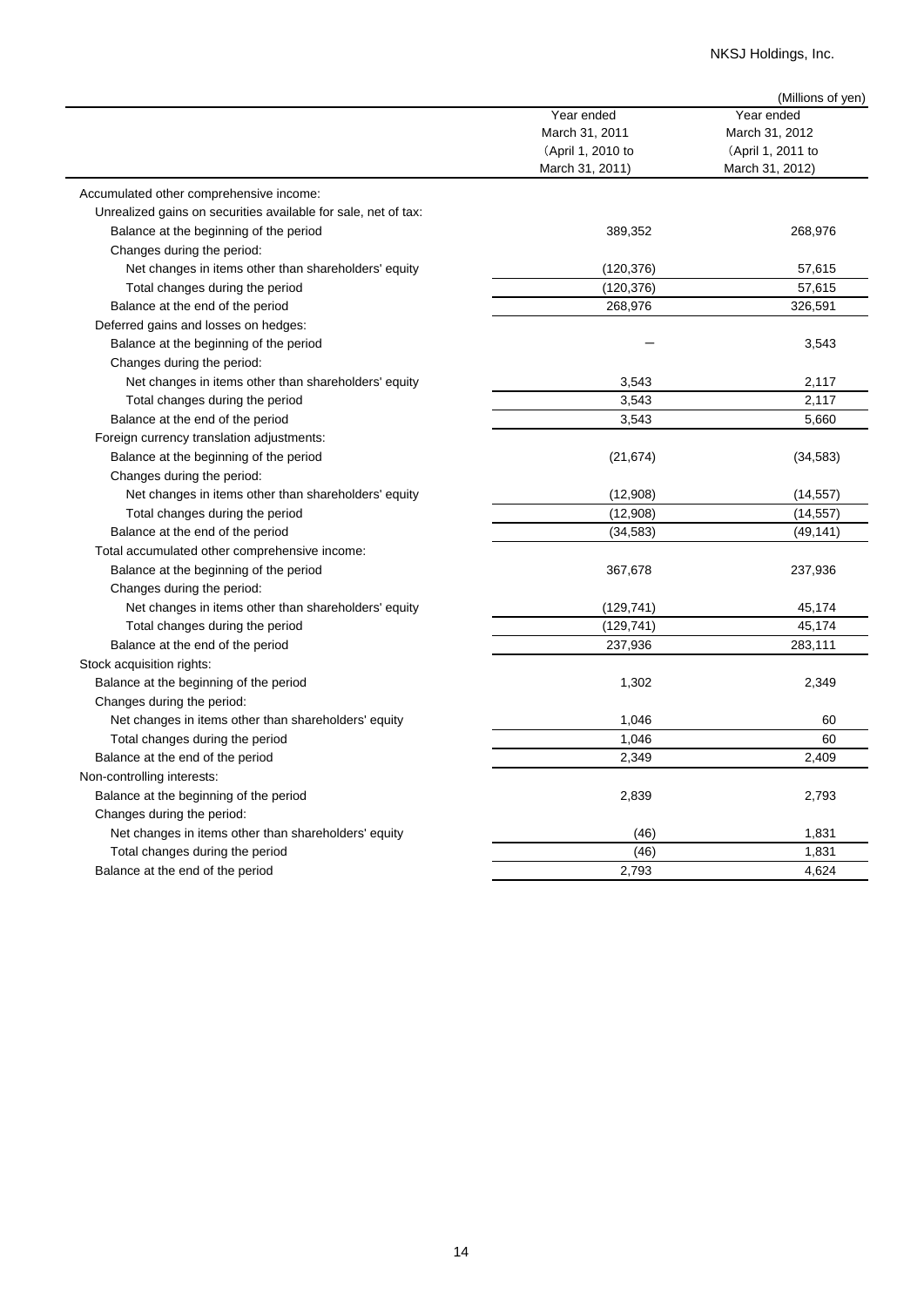(Millions of yen)

| | Year ended March 31, 2011 (April 1, 2010 to March 31, 2011) | Year ended March 31, 2012 (April 1, 2011 to March 31, 2012) |
|---|---|---|
| Accumulated other comprehensive income: | | |
| Unrealized gains on securities available for sale, net of tax: | | |
| Balance at the beginning of the period | 389,352 | 268,976 |
| Changes during the period: | | |
| Net changes in items other than shareholders' equity | (120,376) | 57,615 |
| Total changes during the period | (120,376) | 57,615 |
| Balance at the end of the period | 268,976 | 326,591 |
| Deferred gains and losses on hedges: | | |
| Balance at the beginning of the period | — | 3,543 |
| Changes during the period: | | |
| Net changes in items other than shareholders' equity | 3,543 | 2,117 |
| Total changes during the period | 3,543 | 2,117 |
| Balance at the end of the period | 3,543 | 5,660 |
| Foreign currency translation adjustments: | | |
| Balance at the beginning of the period | (21,674) | (34,583) |
| Changes during the period: | | |
| Net changes in items other than shareholders' equity | (12,908) | (14,557) |
| Total changes during the period | (12,908) | (14,557) |
| Balance at the end of the period | (34,583) | (49,141) |
| Total accumulated other comprehensive income: | | |
| Balance at the beginning of the period | 367,678 | 237,936 |
| Changes during the period: | | |
| Net changes in items other than shareholders' equity | (129,741) | 45,174 |
| Total changes during the period | (129,741) | 45,174 |
| Balance at the end of the period | 237,936 | 283,111 |
| Stock acquisition rights: | | |
| Balance at the beginning of the period | 1,302 | 2,349 |
| Changes during the period: | | |
| Net changes in items other than shareholders' equity | 1,046 | 60 |
| Total changes during the period | 1,046 | 60 |
| Balance at the end of the period | 2,349 | 2,409 |
| Non-controlling interests: | | |
| Balance at the beginning of the period | 2,839 | 2,793 |
| Changes during the period: | | |
| Net changes in items other than shareholders' equity | (46) | 1,831 |
| Total changes during the period | (46) | 1,831 |
| Balance at the end of the period | 2,793 | 4,624 |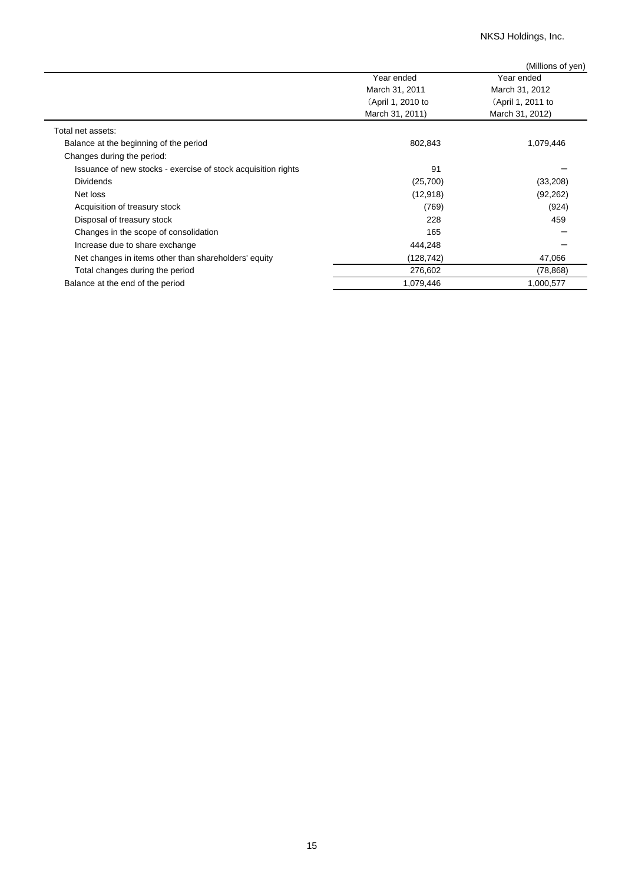(Millions of yen)

| | Year ended March 31, 2011 (April 1, 2010 to March 31, 2011) | Year ended March 31, 2012 (April 1, 2011 to March 31, 2012) |
|---|---|---|
| Total net assets: | | |
| Balance at the beginning of the period | 802,843 | 1,079,446 |
| Changes during the period: | | |
| Issuance of new stocks - exercise of stock acquisition rights | 91 | – |
| Dividends | (25,700) | (33,208) |
| Net loss | (12,918) | (92,262) |
| Acquisition of treasury stock | (769) | (924) |
| Disposal of treasury stock | 228 | 459 |
| Changes in the scope of consolidation | 165 | – |
| Increase due to share exchange | 444,248 | – |
| Net changes in items other than shareholders' equity | (128,742) | 47,066 |
| Total changes during the period | 276,602 | (78,868) |
| Balance at the end of the period | 1,079,446 | 1,000,577 |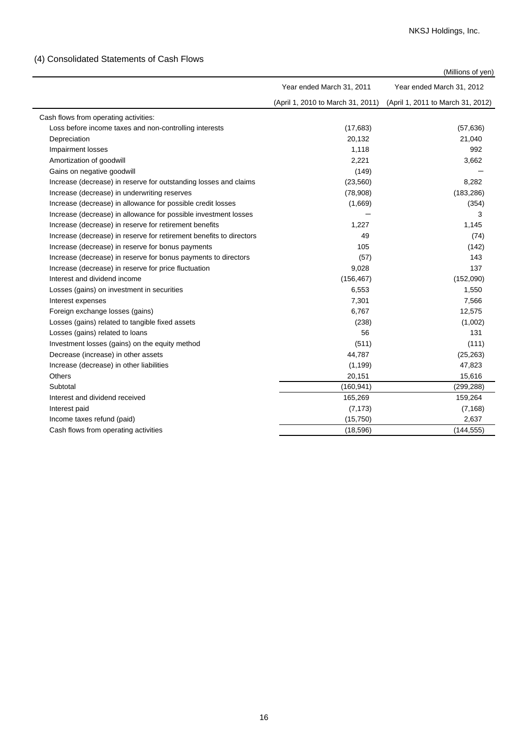## (4) Consolidated Statements of Cash Flows

(Millions of yen)

| | Year ended March 31, 2011 (April 1, 2010 to March 31, 2011) | Year ended March 31, 2012 (April 1, 2011 to March 31, 2012) |
|---|---|---|
| Cash flows from operating activities: | | |
| Loss before income taxes and non-controlling interests | (17,683) | (57,636) |
| Depreciation | 20,132 | 21,040 |
| Impairment losses | 1,118 | 992 |
| Amortization of goodwill | 2,221 | 3,662 |
| Gains on negative goodwill | (149) | – |
| Increase (decrease) in reserve for outstanding losses and claims | (23,560) | 8,282 |
| Increase (decrease) in underwriting reserves | (78,908) | (183,286) |
| Increase (decrease) in allowance for possible credit losses | (1,669) | (354) |
| Increase (decrease) in allowance for possible investment losses | – | 3 |
| Increase (decrease) in reserve for retirement benefits | 1,227 | 1,145 |
| Increase (decrease) in reserve for retirement benefits to directors | 49 | (74) |
| Increase (decrease) in reserve for bonus payments | 105 | (142) |
| Increase (decrease) in reserve for bonus payments to directors | (57) | 143 |
| Increase (decrease) in reserve for price fluctuation | 9,028 | 137 |
| Interest and dividend income | (156,467) | (152,090) |
| Losses (gains) on investment in securities | 6,553 | 1,550 |
| Interest expenses | 7,301 | 7,566 |
| Foreign exchange losses (gains) | 6,767 | 12,575 |
| Losses (gains) related to tangible fixed assets | (238) | (1,002) |
| Losses (gains) related to loans | 56 | 131 |
| Investment losses (gains) on the equity method | (511) | (111) |
| Decrease (increase) in other assets | 44,787 | (25,263) |
| Increase (decrease) in other liabilities | (1,199) | 47,823 |
| Others | 20,151 | 15,616 |
| Subtotal | (160,941) | (299,288) |
| Interest and dividend received | 165,269 | 159,264 |
| Interest paid | (7,173) | (7,168) |
| Income taxes refund (paid) | (15,750) | 2,637 |
| Cash flows from operating activities | (18,596) | (144,555) |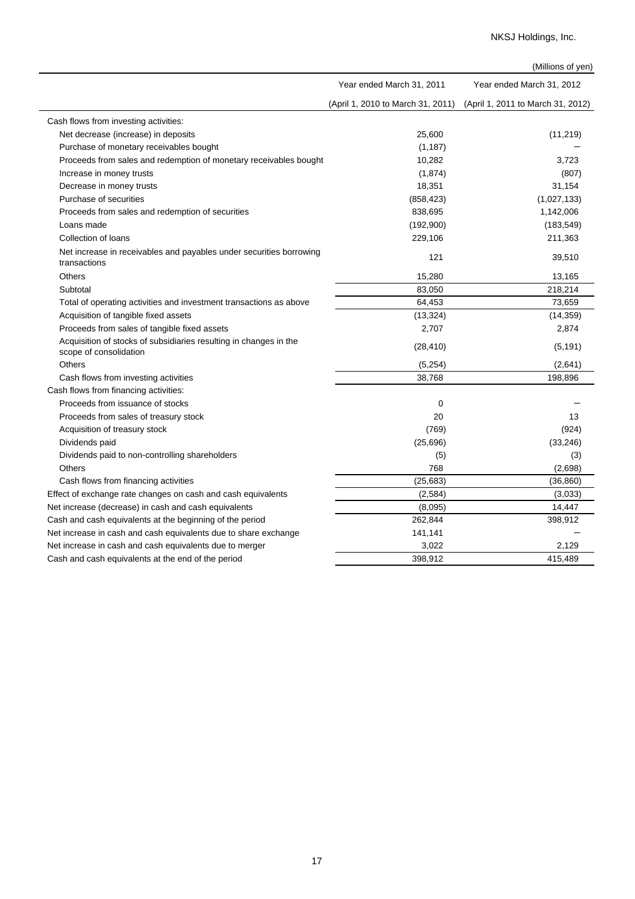(Millions of yen)

| | Year ended March 31, 2011 (April 1, 2010 to March 31, 2011) | Year ended March 31, 2012 (April 1, 2011 to March 31, 2012) |
|---|---|---|
| Cash flows from investing activities: | | |
| Net decrease (increase) in deposits | 25,600 | (11,219) |
| Purchase of monetary receivables bought | (1,187) | — |
| Proceeds from sales and redemption of monetary receivables bought | 10,282 | 3,723 |
| Increase in money trusts | (1,874) | (807) |
| Decrease in money trusts | 18,351 | 31,154 |
| Purchase of securities | (858,423) | (1,027,133) |
| Proceeds from sales and redemption of securities | 838,695 | 1,142,006 |
| Loans made | (192,900) | (183,549) |
| Collection of loans | 229,106 | 211,363 |
| Net increase in receivables and payables under securities borrowing transactions | 121 | 39,510 |
| Others | 15,280 | 13,165 |
| Subtotal | 83,050 | 218,214 |
| Total of operating activities and investment transactions as above | 64,453 | 73,659 |
| Acquisition of tangible fixed assets | (13,324) | (14,359) |
| Proceeds from sales of tangible fixed assets | 2,707 | 2,874 |
| Acquisition of stocks of subsidiaries resulting in changes in the scope of consolidation | (28,410) | (5,191) |
| Others | (5,254) | (2,641) |
| Cash flows from investing activities | 38,768 | 198,896 |
| Cash flows from financing activities: | | |
| Proceeds from issuance of stocks | 0 | — |
| Proceeds from sales of treasury stock | 20 | 13 |
| Acquisition of treasury stock | (769) | (924) |
| Dividends paid | (25,696) | (33,246) |
| Dividends paid to non-controlling shareholders | (5) | (3) |
| Others | 768 | (2,698) |
| Cash flows from financing activities | (25,683) | (36,860) |
| Effect of exchange rate changes on cash and cash equivalents | (2,584) | (3,033) |
| Net increase (decrease) in cash and cash equivalents | (8,095) | 14,447 |
| Cash and cash equivalents at the beginning of the period | 262,844 | 398,912 |
| Net increase in cash and cash equivalents due to share exchange | 141,141 | — |
| Net increase in cash and cash equivalents due to merger | 3,022 | 2,129 |
| Cash and cash equivalents at the end of the period | 398,912 | 415,489 |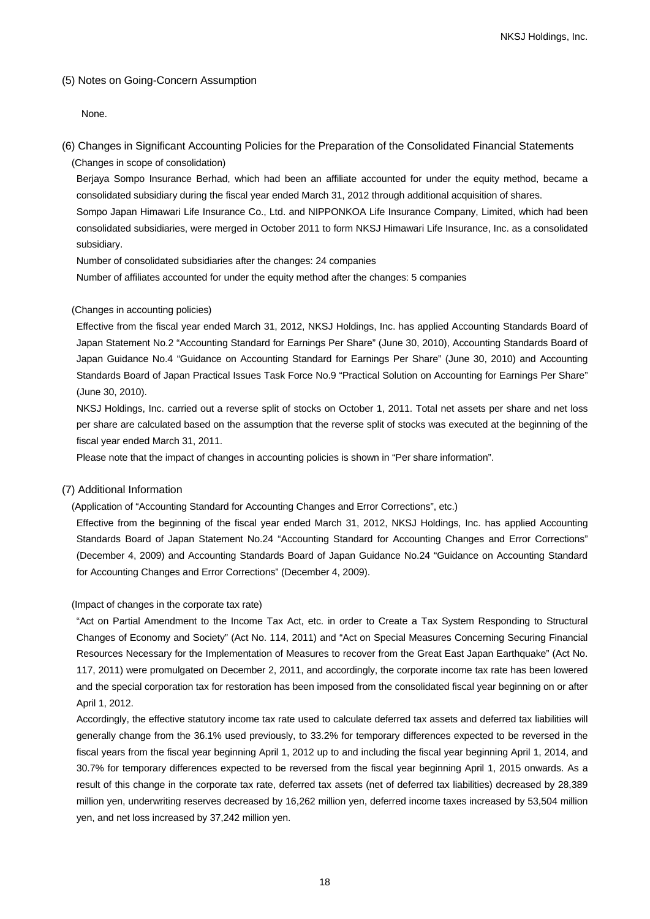## (5) Notes on Going-Concern Assumption

None.

## (6) Changes in Significant Accounting Policies for the Preparation of the Consolidated Financial Statements

(Changes in scope of consolidation)

Berjaya Sompo Insurance Berhad, which had been an affiliate accounted for under the equity method, became a consolidated subsidiary during the fiscal year ended March 31, 2012 through additional acquisition of shares.

Sompo Japan Himawari Life Insurance Co., Ltd. and NIPPONKOA Life Insurance Company, Limited, which had been consolidated subsidiaries, were merged in October 2011 to form NKSJ Himawari Life Insurance, Inc. as a consolidated subsidiary.

Number of consolidated subsidiaries after the changes: 24 companies

Number of affiliates accounted for under the equity method after the changes: 5 companies

(Changes in accounting policies)

Effective from the fiscal year ended March 31, 2012, NKSJ Holdings, Inc. has applied Accounting Standards Board of Japan Statement No.2 "Accounting Standard for Earnings Per Share" (June 30, 2010), Accounting Standards Board of Japan Guidance No.4 "Guidance on Accounting Standard for Earnings Per Share" (June 30, 2010) and Accounting Standards Board of Japan Practical Issues Task Force No.9 "Practical Solution on Accounting for Earnings Per Share" (June 30, 2010).

NKSJ Holdings, Inc. carried out a reverse split of stocks on October 1, 2011. Total net assets per share and net loss per share are calculated based on the assumption that the reverse split of stocks was executed at the beginning of the fiscal year ended March 31, 2011.

Please note that the impact of changes in accounting policies is shown in "Per share information".

## (7) Additional Information

(Application of "Accounting Standard for Accounting Changes and Error Corrections", etc.)

Effective from the beginning of the fiscal year ended March 31, 2012, NKSJ Holdings, Inc. has applied Accounting Standards Board of Japan Statement No.24 "Accounting Standard for Accounting Changes and Error Corrections" (December 4, 2009) and Accounting Standards Board of Japan Guidance No.24 "Guidance on Accounting Standard for Accounting Changes and Error Corrections" (December 4, 2009).

(Impact of changes in the corporate tax rate)

"Act on Partial Amendment to the Income Tax Act, etc. in order to Create a Tax System Responding to Structural Changes of Economy and Society" (Act No. 114, 2011) and "Act on Special Measures Concerning Securing Financial Resources Necessary for the Implementation of Measures to recover from the Great East Japan Earthquake" (Act No. 117, 2011) were promulgated on December 2, 2011, and accordingly, the corporate income tax rate has been lowered and the special corporation tax for restoration has been imposed from the consolidated fiscal year beginning on or after April 1, 2012.

Accordingly, the effective statutory income tax rate used to calculate deferred tax assets and deferred tax liabilities will generally change from the 36.1% used previously, to 33.2% for temporary differences expected to be reversed in the fiscal years from the fiscal year beginning April 1, 2012 up to and including the fiscal year beginning April 1, 2014, and 30.7% for temporary differences expected to be reversed from the fiscal year beginning April 1, 2015 onwards. As a result of this change in the corporate tax rate, deferred tax assets (net of deferred tax liabilities) decreased by 28,389 million yen, underwriting reserves decreased by 16,262 million yen, deferred income taxes increased by 53,504 million yen, and net loss increased by 37,242 million yen.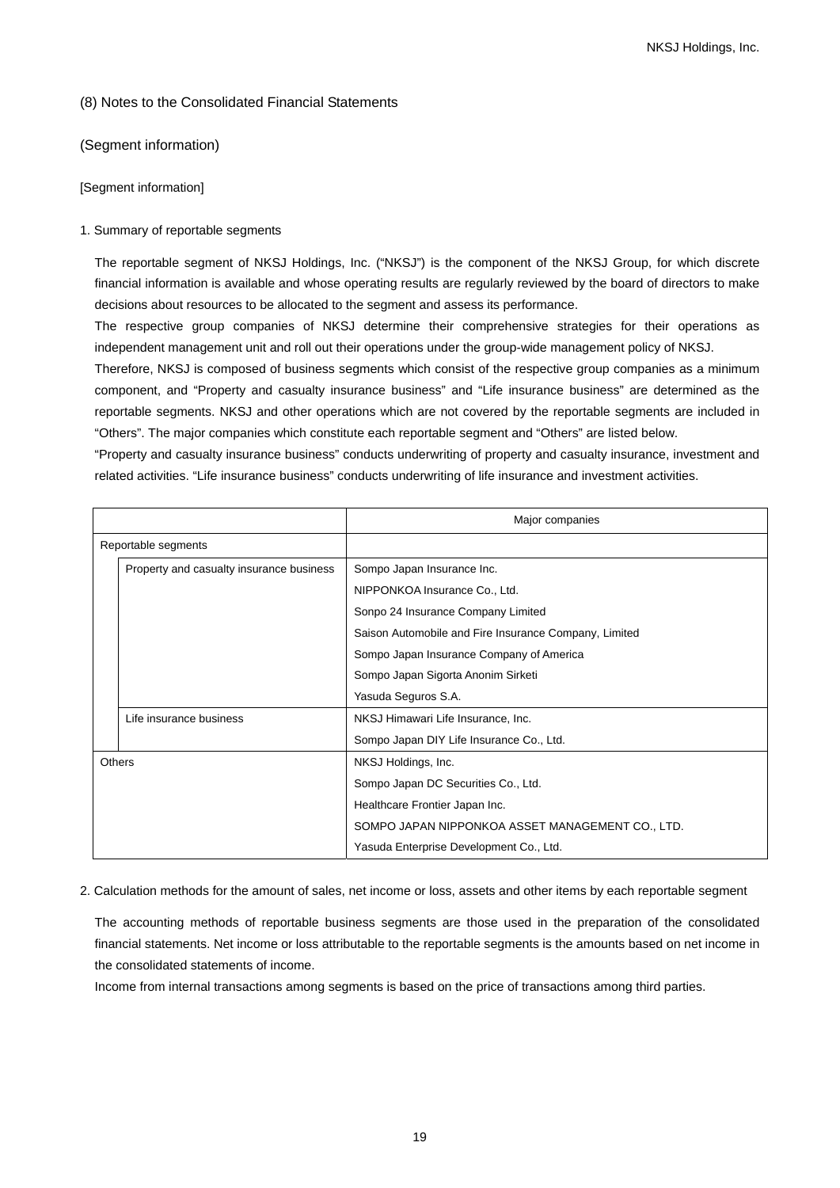## (8) Notes to the Consolidated Financial Statements

### (Segment information)

[Segment information]

1. Summary of reportable segments

The reportable segment of NKSJ Holdings, Inc. ("NKSJ") is the component of the NKSJ Group, for which discrete financial information is available and whose operating results are regularly reviewed by the board of directors to make decisions about resources to be allocated to the segment and assess its performance.

The respective group companies of NKSJ determine their comprehensive strategies for their operations as independent management unit and roll out their operations under the group-wide management policy of NKSJ.

Therefore, NKSJ is composed of business segments which consist of the respective group companies as a minimum component, and "Property and casualty insurance business" and "Life insurance business" are determined as the reportable segments. NKSJ and other operations which are not covered by the reportable segments are included in "Others". The major companies which constitute each reportable segment and "Others" are listed below.

"Property and casualty insurance business" conducts underwriting of property and casualty insurance, investment and related activities. "Life insurance business" conducts underwriting of life insurance and investment activities.

| | | Major companies |
|---|---|---|
| Reportable segments | | |
| | Property and casualty insurance business | Sompo Japan Insurance Inc. |
| | | NIPPONKOA Insurance Co., Ltd. |
| | | Sonpo 24 Insurance Company Limited |
| | | Saison Automobile and Fire Insurance Company, Limited |
| | | Sompo Japan Insurance Company of America |
| | | Sompo Japan Sigorta Anonim Sirketi |
| | | Yasuda Seguros S.A. |
| | Life insurance business | NKSJ Himawari Life Insurance, Inc. |
| | | Sompo Japan DIY Life Insurance Co., Ltd. |
| Others | | NKSJ Holdings, Inc. |
| | | Sompo Japan DC Securities Co., Ltd. |
| | | Healthcare Frontier Japan Inc. |
| | | SOMPO JAPAN NIPPONKOA ASSET MANAGEMENT CO., LTD. |
| | | Yasuda Enterprise Development Co., Ltd. |

2. Calculation methods for the amount of sales, net income or loss, assets and other items by each reportable segment

The accounting methods of reportable business segments are those used in the preparation of the consolidated financial statements. Net income or loss attributable to the reportable segments is the amounts based on net income in the consolidated statements of income.

Income from internal transactions among segments is based on the price of transactions among third parties.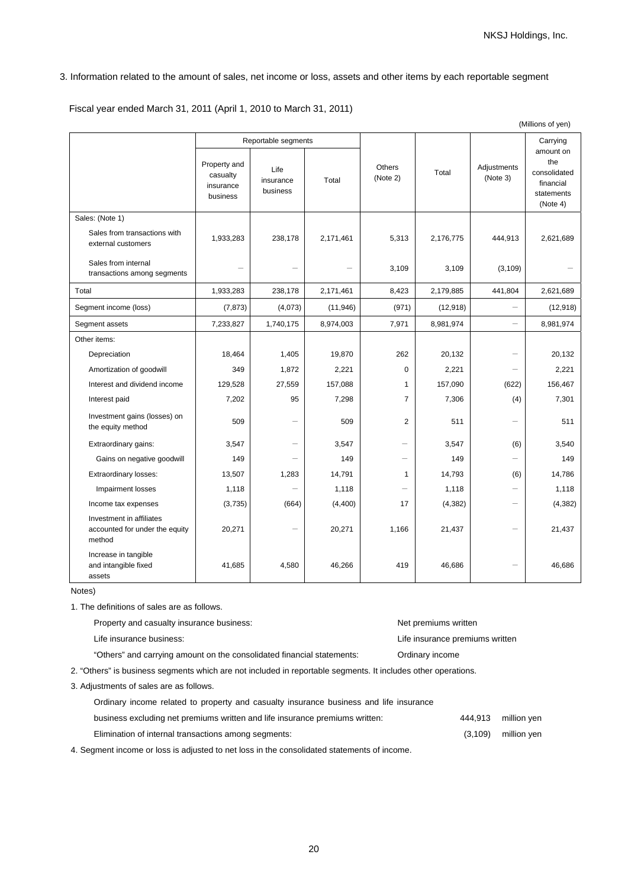3. Information related to the amount of sales, net income or loss, assets and other items by each reportable segment

Fiscal year ended March 31, 2011 (April 1, 2010 to March 31, 2011)

(Millions of yen)

| | Reportable segments | | | Others (Note 2) | Total | Adjustments (Note 3) | Carrying amount on the consolidated financial statements (Note 4) |
|---|---|---|---|---|---|---|---|
| | Property and casualty insurance business | Life insurance business | Total | | | | |
| Sales: (Note 1) | | | | | | | |
| Sales from transactions with external customers | 1,933,283 | 238,178 | 2,171,461 | 5,313 | 2,176,775 | 444,913 | 2,621,689 |
| Sales from internal transactions among segments | – | – | – | 3,109 | 3,109 | (3,109) | – |
| Total | 1,933,283 | 238,178 | 2,171,461 | 8,423 | 2,179,885 | 441,804 | 2,621,689 |
| Segment income (loss) | (7,873) | (4,073) | (11,946) | (971) | (12,918) | – | (12,918) |
| Segment assets | 7,233,827 | 1,740,175 | 8,974,003 | 7,971 | 8,981,974 | – | 8,981,974 |
| Other items: | | | | | | | |
| Depreciation | 18,464 | 1,405 | 19,870 | 262 | 20,132 | – | 20,132 |
| Amortization of goodwill | 349 | 1,872 | 2,221 | 0 | 2,221 | – | 2,221 |
| Interest and dividend income | 129,528 | 27,559 | 157,088 | 1 | 157,090 | (622) | 156,467 |
| Interest paid | 7,202 | 95 | 7,298 | 7 | 7,306 | (4) | 7,301 |
| Investment gains (losses) on the equity method | 509 | – | 509 | 2 | 511 | – | 511 |
| Extraordinary gains: | 3,547 | – | 3,547 | – | 3,547 | (6) | 3,540 |
| Gains on negative goodwill | 149 | – | 149 | – | 149 | – | 149 |
| Extraordinary losses: | 13,507 | 1,283 | 14,791 | 1 | 14,793 | (6) | 14,786 |
| Impairment losses | 1,118 | – | 1,118 | – | 1,118 | – | 1,118 |
| Income tax expenses | (3,735) | (664) | (4,400) | 17 | (4,382) | – | (4,382) |
| Investment in affiliates accounted for under the equity method | 20,271 | – | 20,271 | 1,166 | 21,437 | – | 21,437 |
| Increase in tangible and intangible fixed assets | 41,685 | 4,580 | 46,266 | 419 | 46,686 | – | 46,686 |

Notes)

1. The definitions of sales are as follows.

| | |
|---|---|
| Property and casualty insurance business: | Net premiums written |
| Life insurance business: | Life insurance premiums written |
| "Others" and carrying amount on the consolidated financial statements: | Ordinary income |

2. "Others" is business segments which are not included in reportable segments. It includes other operations.

3. Adjustments of sales are as follows.

| | | |
|---|---|---|
| Ordinary income related to property and casualty insurance business and life insurance business excluding net premiums written and life insurance premiums written: | 444,913 | million yen |
| Elimination of internal transactions among segments: | (3,109) | million yen |

4. Segment income or loss is adjusted to net loss in the consolidated statements of income.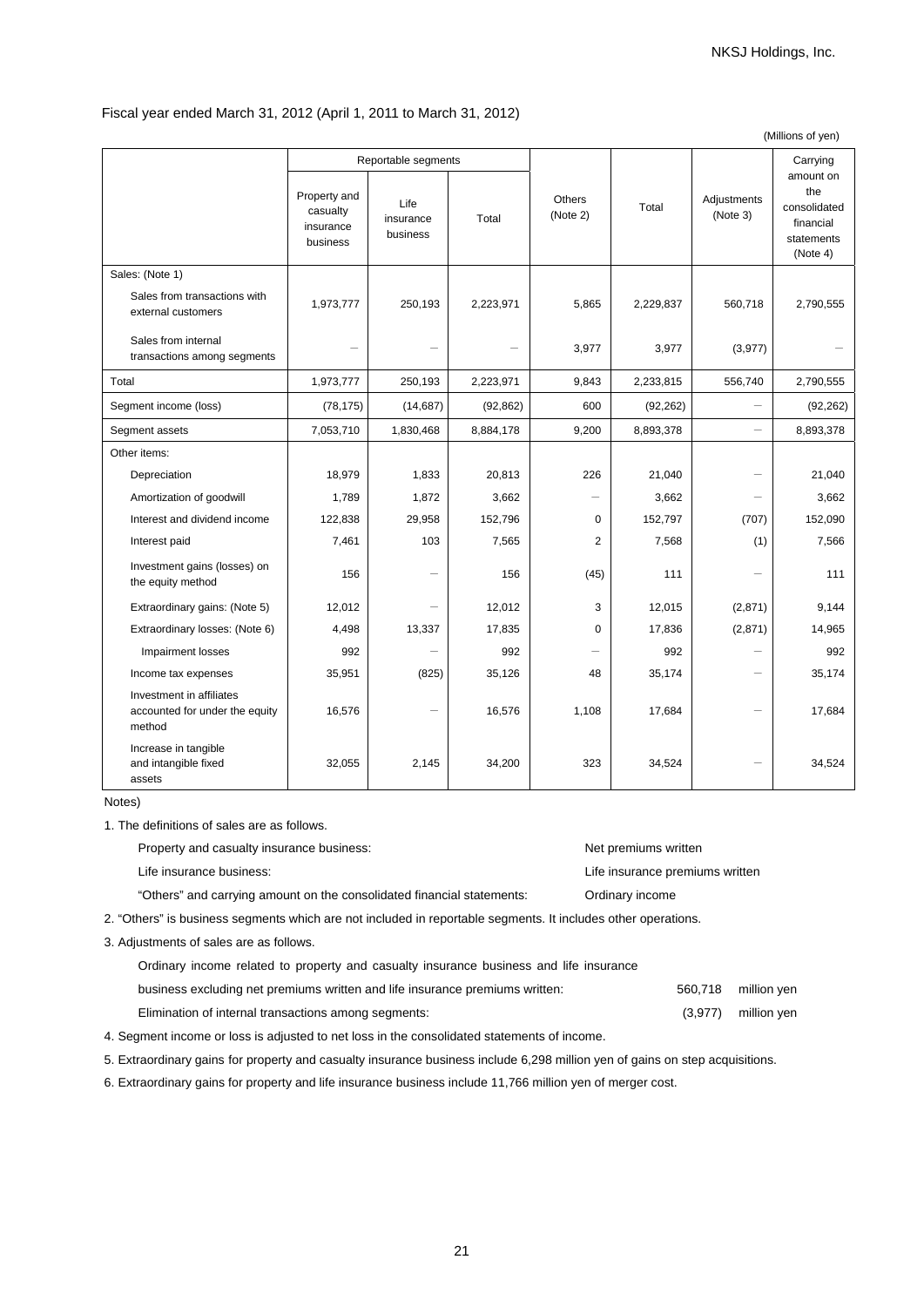Fiscal year ended March 31, 2012 (April 1, 2011 to March 31, 2012)

(Millions of yen)

| | Reportable segments | | | Others (Note 2) | Total | Adjustments (Note 3) | Carrying amount on the consolidated financial statements (Note 4) |
|---|---|---|---|---|---|---|---|
| | Property and casualty insurance business | Life insurance business | Total | | | | |
| Sales: (Note 1) | | | | | | | |
| Sales from transactions with external customers | 1,973,777 | 250,193 | 2,223,971 | 5,865 | 2,229,837 | 560,718 | 2,790,555 |
| Sales from internal transactions among segments | – | – | – | 3,977 | 3,977 | (3,977) | – |
| Total | 1,973,777 | 250,193 | 2,223,971 | 9,843 | 2,233,815 | 556,740 | 2,790,555 |
| Segment income (loss) | (78,175) | (14,687) | (92,862) | 600 | (92,262) | – | (92,262) |
| Segment assets | 7,053,710 | 1,830,468 | 8,884,178 | 9,200 | 8,893,378 | – | 8,893,378 |
| Other items: | | | | | | | |
| Depreciation | 18,979 | 1,833 | 20,813 | 226 | 21,040 | – | 21,040 |
| Amortization of goodwill | 1,789 | 1,872 | 3,662 | – | 3,662 | – | 3,662 |
| Interest and dividend income | 122,838 | 29,958 | 152,796 | 0 | 152,797 | (707) | 152,090 |
| Interest paid | 7,461 | 103 | 7,565 | 2 | 7,568 | (1) | 7,566 |
| Investment gains (losses) on the equity method | 156 | – | 156 | (45) | 111 | – | 111 |
| Extraordinary gains: (Note 5) | 12,012 | – | 12,012 | 3 | 12,015 | (2,871) | 9,144 |
| Extraordinary losses: (Note 6) | 4,498 | 13,337 | 17,835 | 0 | 17,836 | (2,871) | 14,965 |
| Impairment losses | 992 | – | 992 | – | 992 | – | 992 |
| Income tax expenses | 35,951 | (825) | 35,126 | 48 | 35,174 | – | 35,174 |
| Investment in affiliates accounted for under the equity method | 16,576 | – | 16,576 | 1,108 | 17,684 | – | 17,684 |
| Increase in tangible and intangible fixed assets | 32,055 | 2,145 | 34,200 | 323 | 34,524 | – | 34,524 |

Notes)

1. The definitions of sales are as follows.
   - Property and casualty insurance business: Net premiums written
   - Life insurance business: Life insurance premiums written
   - "Others" and carrying amount on the consolidated financial statements: Ordinary income
2. "Others" is business segments which are not included in reportable segments. It includes other operations.
3. Adjustments of sales are as follows.
   - Ordinary income related to property and casualty insurance business and life insurance business excluding net premiums written and life insurance premiums written: 560,718 million yen
   - Elimination of internal transactions among segments: (3,977) million yen
4. Segment income or loss is adjusted to net loss in the consolidated statements of income.
5. Extraordinary gains for property and casualty insurance business include 6,298 million yen of gains on step acquisitions.
6. Extraordinary gains for property and life insurance business include 11,766 million yen of merger cost.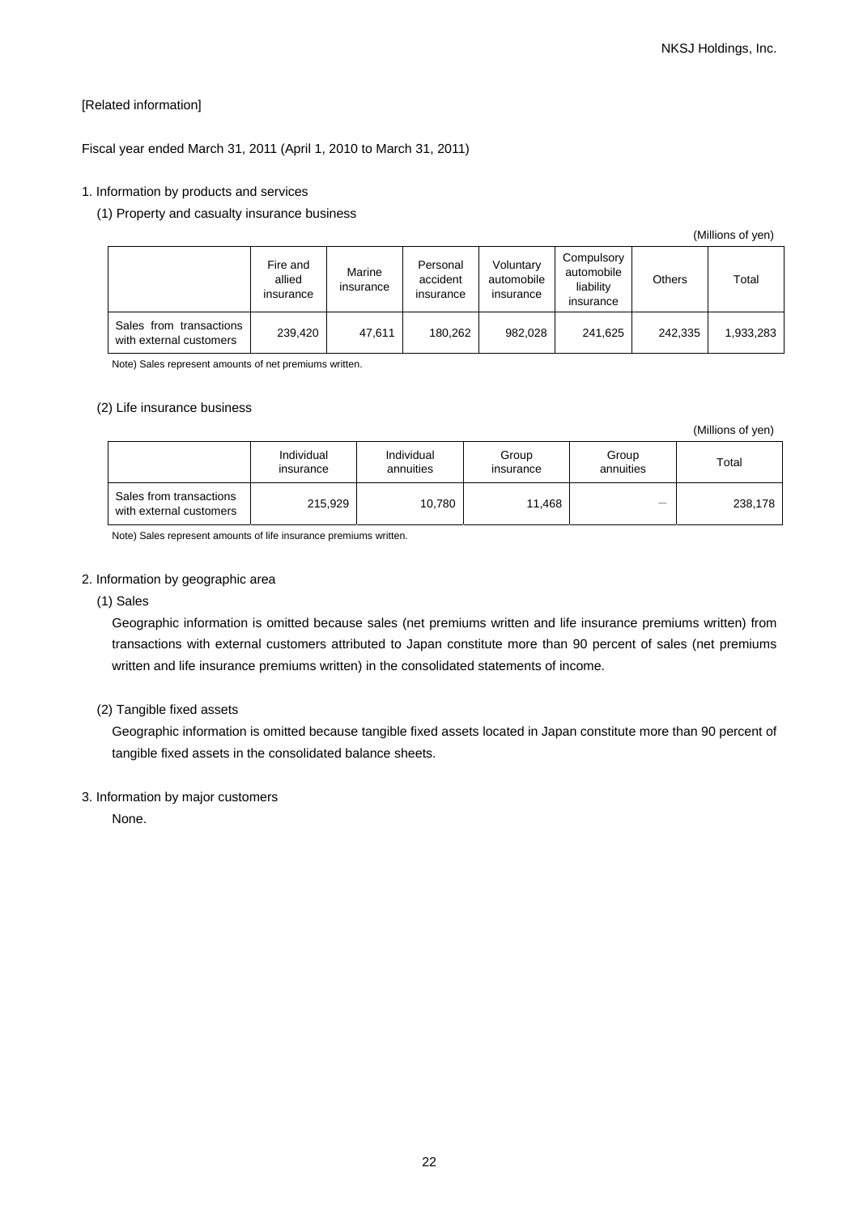[Related information]

Fiscal year ended March 31, 2011 (April 1, 2010 to March 31, 2011)

1. Information by products and services

(1) Property and casualty insurance business

(Millions of yen)

| | Fire and allied insurance | Marine insurance | Personal accident insurance | Voluntary automobile insurance | Compulsory automobile liability insurance | Others | Total |
|---|---|---|---|---|---|---|---|
| Sales from transactions with external customers | 239,420 | 47,611 | 180,262 | 982,028 | 241,625 | 242,335 | 1,933,283 |

Note) Sales represent amounts of net premiums written.

(2) Life insurance business

(Millions of yen)

| | Individual insurance | Individual annuities | Group insurance | Group annuities | Total |
|---|---|---|---|---|---|
| Sales from transactions with external customers | 215,929 | 10,780 | 11,468 | — | 238,178 |

Note) Sales represent amounts of life insurance premiums written.

2. Information by geographic area

(1) Sales

Geographic information is omitted because sales (net premiums written and life insurance premiums written) from transactions with external customers attributed to Japan constitute more than 90 percent of sales (net premiums written and life insurance premiums written) in the consolidated statements of income.

(2) Tangible fixed assets

Geographic information is omitted because tangible fixed assets located in Japan constitute more than 90 percent of tangible fixed assets in the consolidated balance sheets.

3. Information by major customers

None.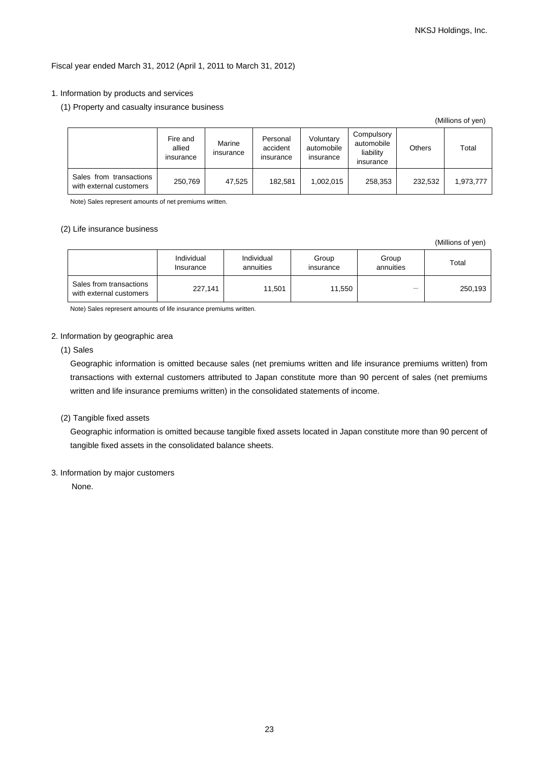Fiscal year ended March 31, 2012 (April 1, 2011 to March 31, 2012)

1. Information by products and services

(1) Property and casualty insurance business

(Millions of yen)

| | Fire and allied insurance | Marine insurance | Personal accident insurance | Voluntary automobile insurance | Compulsory automobile liability insurance | Others | Total |
|---|---|---|---|---|---|---|---|
| Sales from transactions with external customers | 250,769 | 47,525 | 182,581 | 1,002,015 | 258,353 | 232,532 | 1,973,777 |

Note) Sales represent amounts of net premiums written.

(2) Life insurance business

(Millions of yen)

| | Individual Insurance | Individual annuities | Group insurance | Group annuities | Total |
|---|---|---|---|---|---|
| Sales from transactions with external customers | 227,141 | 11,501 | 11,550 | — | 250,193 |

Note) Sales represent amounts of life insurance premiums written.

2. Information by geographic area

(1) Sales

Geographic information is omitted because sales (net premiums written and life insurance premiums written) from transactions with external customers attributed to Japan constitute more than 90 percent of sales (net premiums written and life insurance premiums written) in the consolidated statements of income.

(2) Tangible fixed assets

Geographic information is omitted because tangible fixed assets located in Japan constitute more than 90 percent of tangible fixed assets in the consolidated balance sheets.

3. Information by major customers

None.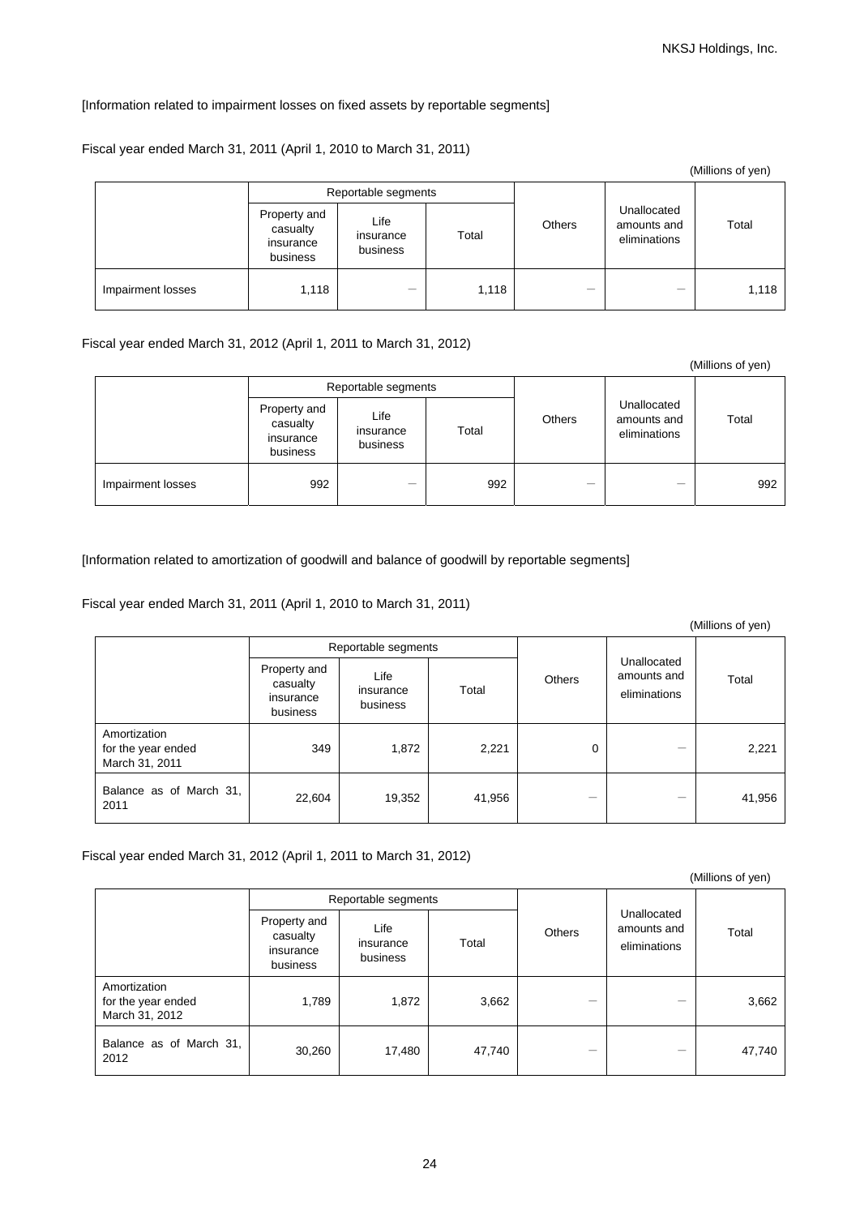[Information related to impairment losses on fixed assets by reportable segments]

Fiscal year ended March 31, 2011 (April 1, 2010 to March 31, 2011)

(Millions of yen)

| | Reportable segments | | | Others | Unallocated amounts and eliminations | Total |
|---|---|---|---|---|---|---|
| | Property and casualty insurance business | Life insurance business | Total | | | |
| Impairment losses | 1,118 | — | 1,118 | — | — | 1,118 |

Fiscal year ended March 31, 2012 (April 1, 2011 to March 31, 2012)

(Millions of yen)

| | Reportable segments | | | Others | Unallocated amounts and eliminations | Total |
|---|---|---|---|---|---|---|
| | Property and casualty insurance business | Life insurance business | Total | | | |
| Impairment losses | 992 | — | 992 | — | — | 992 |

[Information related to amortization of goodwill and balance of goodwill by reportable segments]

Fiscal year ended March 31, 2011 (April 1, 2010 to March 31, 2011)

(Millions of yen)

| | Reportable segments | | | Others | Unallocated amounts and eliminations | Total |
|---|---|---|---|---|---|---|
| | Property and casualty insurance business | Life insurance business | Total | | | |
| Amortization for the year ended March 31, 2011 | 349 | 1,872 | 2,221 | 0 | — | 2,221 |
| Balance as of March 31, 2011 | 22,604 | 19,352 | 41,956 | — | — | 41,956 |

Fiscal year ended March 31, 2012 (April 1, 2011 to March 31, 2012)

(Millions of yen)

| | Reportable segments | | | Others | Unallocated amounts and eliminations | Total |
|---|---|---|---|---|---|---|
| | Property and casualty insurance business | Life insurance business | Total | | | |
| Amortization for the year ended March 31, 2012 | 1,789 | 1,872 | 3,662 | — | — | 3,662 |
| Balance as of March 31, 2012 | 30,260 | 17,480 | 47,740 | — | — | 47,740 |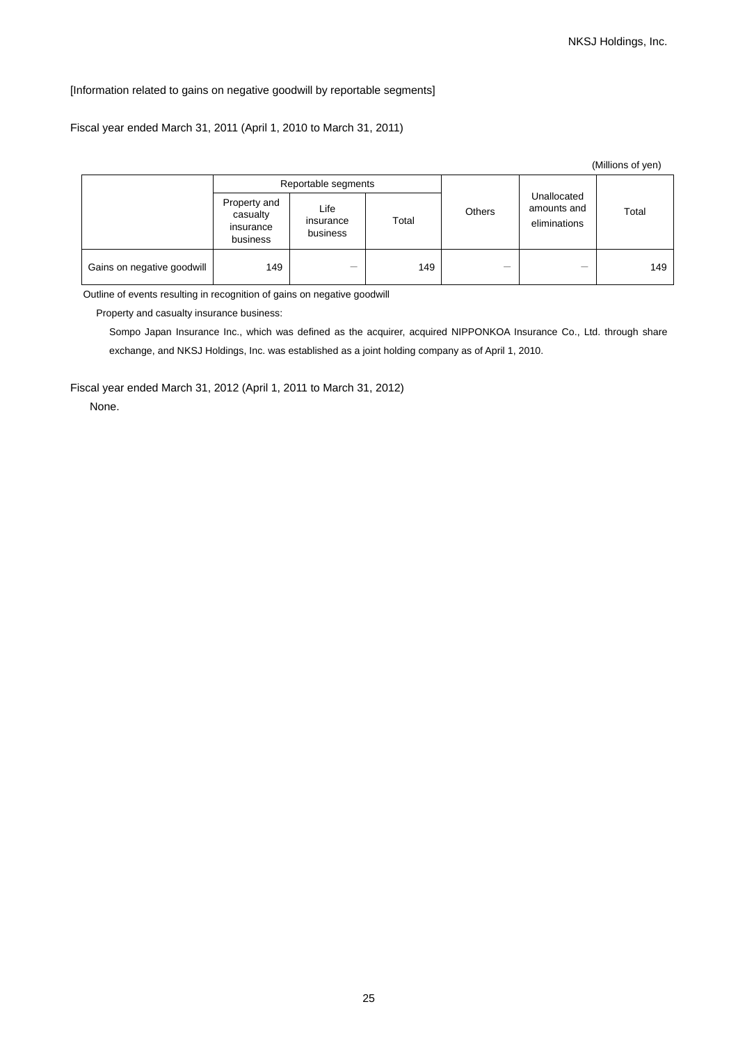[Information related to gains on negative goodwill by reportable segments]

Fiscal year ended March 31, 2011 (April 1, 2010 to March 31, 2011)

(Millions of yen)

| | Reportable segments | | | Others | Unallocated amounts and eliminations | Total |
|---|---|---|---|---|---|---|
| | Property and casualty insurance business | Life insurance business | Total | | | |
| Gains on negative goodwill | 149 | ― | 149 | ― | ― | 149 |

Outline of events resulting in recognition of gains on negative goodwill

Property and casualty insurance business:

Sompo Japan Insurance Inc., which was defined as the acquirer, acquired NIPPONKOA Insurance Co., Ltd. through share exchange, and NKSJ Holdings, Inc. was established as a joint holding company as of April 1, 2010.

Fiscal year ended March 31, 2012 (April 1, 2011 to March 31, 2012)

None.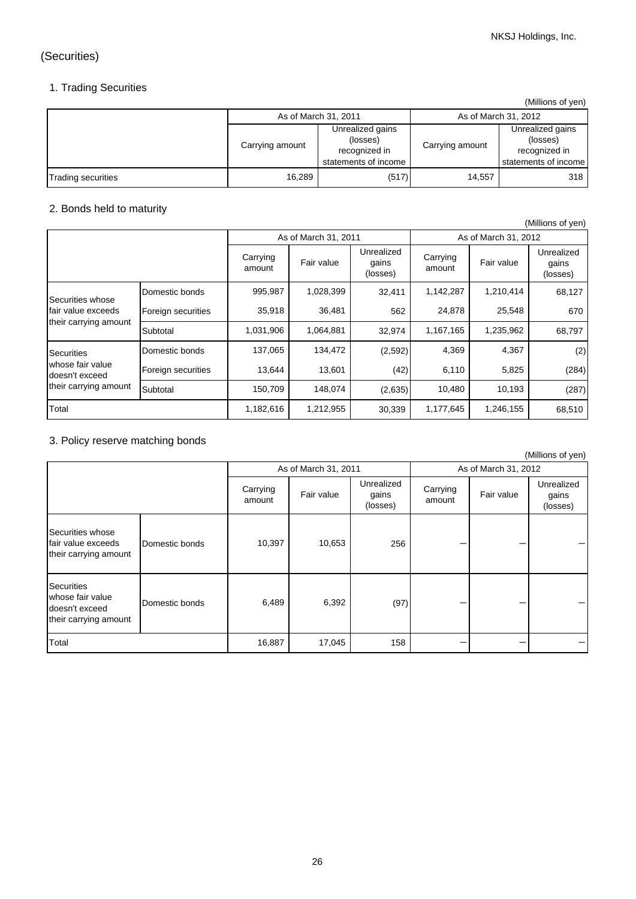## (Securities)

### 1. Trading Securities

(Millions of yen)

| | As of March 31, 2011 | | As of March 31, 2012 | |
|---|---|---|---|---|
| | Carrying amount | Unrealized gains (losses) recognized in statements of income | Carrying amount | Unrealized gains (losses) recognized in statements of income |
| Trading securities | 16,289 | (517) | 14,557 | 318 |

### 2. Bonds held to maturity

(Millions of yen)

| | | As of March 31, 2011 | | | As of March 31, 2012 | | |
|---|---|---|---|---|---|---|---|
| | | Carrying amount | Fair value | Unrealized gains (losses) | Carrying amount | Fair value | Unrealized gains (losses) |
| Securities whose fair value exceeds their carrying amount | Domestic bonds | 995,987 | 1,028,399 | 32,411 | 1,142,287 | 1,210,414 | 68,127 |
| | Foreign securities | 35,918 | 36,481 | 562 | 24,878 | 25,548 | 670 |
| | Subtotal | 1,031,906 | 1,064,881 | 32,974 | 1,167,165 | 1,235,962 | 68,797 |
| Securities whose fair value doesn't exceed their carrying amount | Domestic bonds | 137,065 | 134,472 | (2,592) | 4,369 | 4,367 | (2) |
| | Foreign securities | 13,644 | 13,601 | (42) | 6,110 | 5,825 | (284) |
| | Subtotal | 150,709 | 148,074 | (2,635) | 10,480 | 10,193 | (287) |
| Total | | 1,182,616 | 1,212,955 | 30,339 | 1,177,645 | 1,246,155 | 68,510 |

### 3. Policy reserve matching bonds

(Millions of yen)

| | | As of March 31, 2011 | | | As of March 31, 2012 | | |
|---|---|---|---|---|---|---|---|
| | | Carrying amount | Fair value | Unrealized gains (losses) | Carrying amount | Fair value | Unrealized gains (losses) |
| Securities whose fair value exceeds their carrying amount | Domestic bonds | 10,397 | 10,653 | 256 | － | － | － |
| Securities whose fair value doesn't exceed their carrying amount | Domestic bonds | 6,489 | 6,392 | (97) | － | － | － |
| Total | | 16,887 | 17,045 | 158 | － | － | － |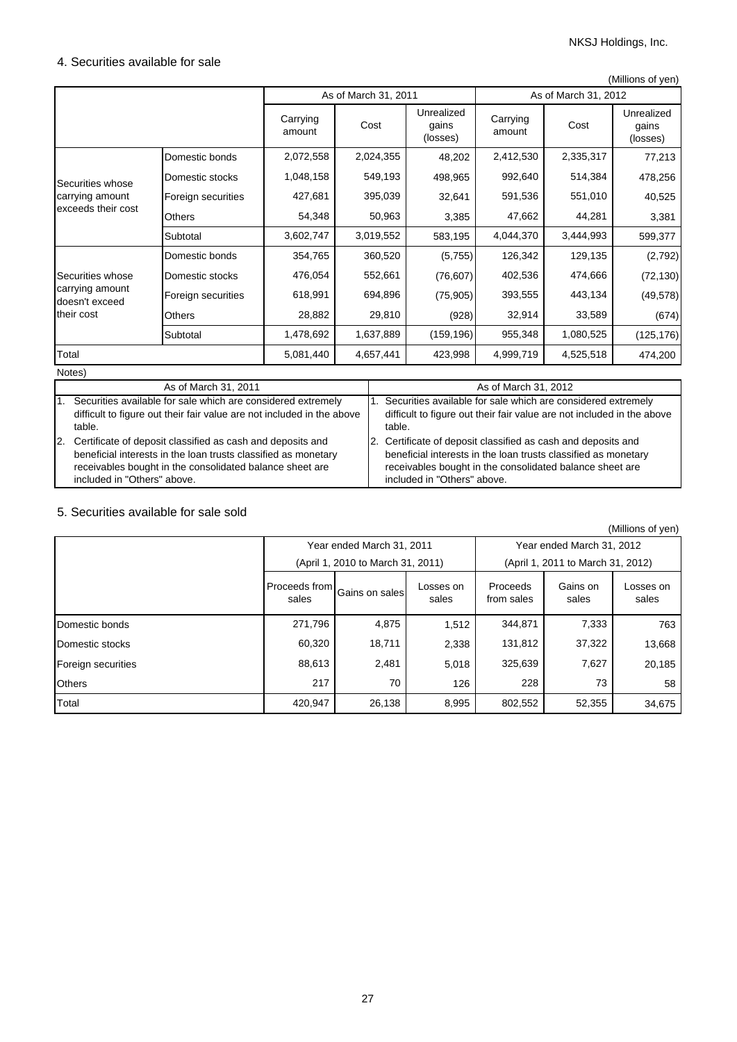## 4. Securities available for sale

(Millions of yen)

| | | As of March 31, 2011 | | | As of March 31, 2012 | | |
|---|---|---|---|---|---|---|---|
| | | Carrying amount | Cost | Unrealized gains (losses) | Carrying amount | Cost | Unrealized gains (losses) |
| Securities whose carrying amount exceeds their cost | Domestic bonds | 2,072,558 | 2,024,355 | 48,202 | 2,412,530 | 2,335,317 | 77,213 |
| | Domestic stocks | 1,048,158 | 549,193 | 498,965 | 992,640 | 514,384 | 478,256 |
| | Foreign securities | 427,681 | 395,039 | 32,641 | 591,536 | 551,010 | 40,525 |
| | Others | 54,348 | 50,963 | 3,385 | 47,662 | 44,281 | 3,381 |
| | Subtotal | 3,602,747 | 3,019,552 | 583,195 | 4,044,370 | 3,444,993 | 599,377 |
| Securities whose carrying amount doesn't exceed their cost | Domestic bonds | 354,765 | 360,520 | (5,755) | 126,342 | 129,135 | (2,792) |
| | Domestic stocks | 476,054 | 552,661 | (76,607) | 402,536 | 474,666 | (72,130) |
| | Foreign securities | 618,991 | 694,896 | (75,905) | 393,555 | 443,134 | (49,578) |
| | Others | 28,882 | 29,810 | (928) | 32,914 | 33,589 | (674) |
| | Subtotal | 1,478,692 | 1,637,889 | (159,196) | 955,348 | 1,080,525 | (125,176) |
| Total | | 5,081,440 | 4,657,441 | 423,998 | 4,999,719 | 4,525,518 | 474,200 |

Notes)

| As of March 31, 2011 | As of March 31, 2012 |
|---|---|
| 1. Securities available for sale which are considered extremely difficult to figure out their fair value are not included in the above table. | 1. Securities available for sale which are considered extremely difficult to figure out their fair value are not included in the above table. |
| 2. Certificate of deposit classified as cash and deposits and beneficial interests in the loan trusts classified as monetary receivables bought in the consolidated balance sheet are included in "Others" above. | 2. Certificate of deposit classified as cash and deposits and beneficial interests in the loan trusts classified as monetary receivables bought in the consolidated balance sheet are included in "Others" above. |

## 5. Securities available for sale sold

(Millions of yen)

| | Year ended March 31, 2011 (April 1, 2010 to March 31, 2011) | | | Year ended March 31, 2012 (April 1, 2011 to March 31, 2012) | | |
|---|---|---|---|---|---|---|
| | Proceeds from sales | Gains on sales | Losses on sales | Proceeds from sales | Gains on sales | Losses on sales |
| Domestic bonds | 271,796 | 4,875 | 1,512 | 344,871 | 7,333 | 763 |
| Domestic stocks | 60,320 | 18,711 | 2,338 | 131,812 | 37,322 | 13,668 |
| Foreign securities | 88,613 | 2,481 | 5,018 | 325,639 | 7,627 | 20,185 |
| Others | 217 | 70 | 126 | 228 | 73 | 58 |
| Total | 420,947 | 26,138 | 8,995 | 802,552 | 52,355 | 34,675 |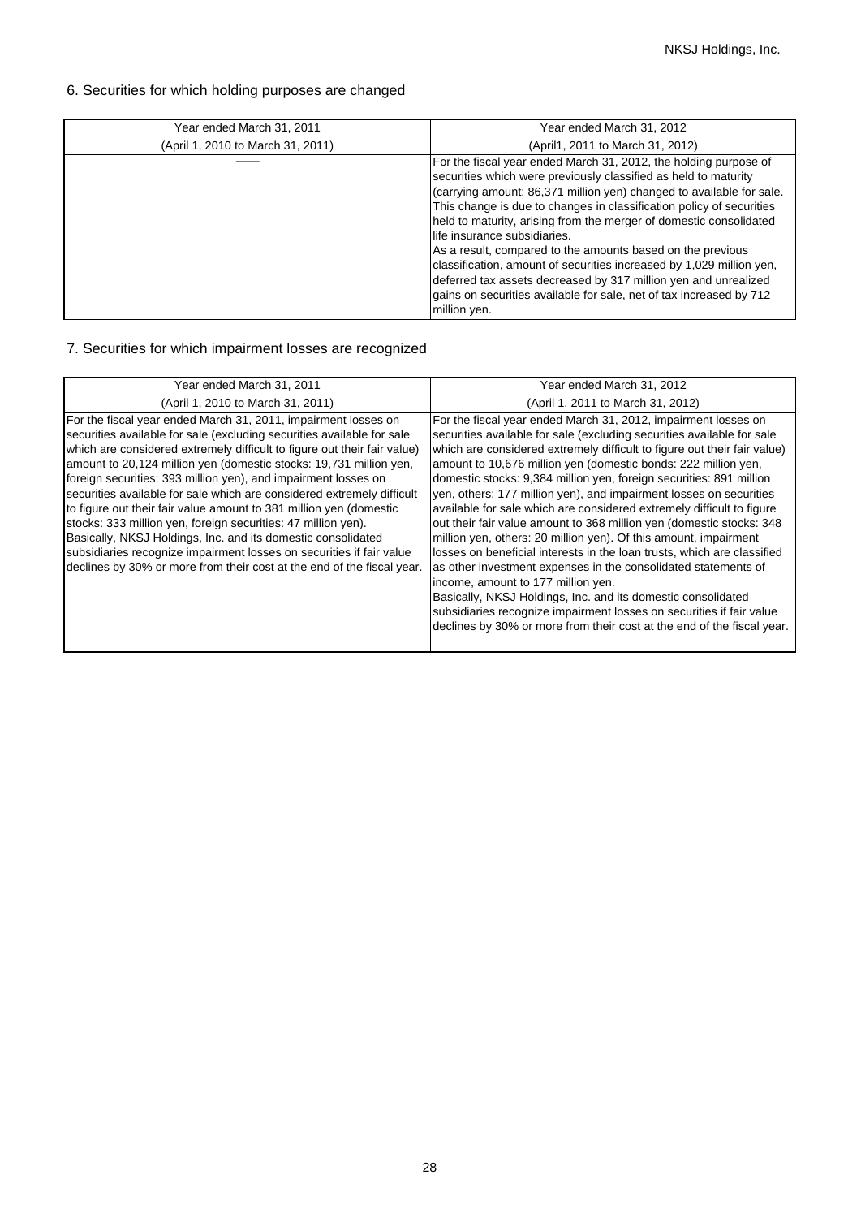## 6. Securities for which holding purposes are changed

| Year ended March 31, 2011<br>(April 1, 2010 to March 31, 2011) | Year ended March 31, 2012<br>(April1, 2011 to March 31, 2012) |
|---|---|
| —— | For the fiscal year ended March 31, 2012, the holding purpose of securities which were previously classified as held to maturity (carrying amount: 86,371 million yen) changed to available for sale. This change is due to changes in classification policy of securities held to maturity, arising from the merger of domestic consolidated life insurance subsidiaries.<br>As a result, compared to the amounts based on the previous classification, amount of securities increased by 1,029 million yen, deferred tax assets decreased by 317 million yen and unrealized gains on securities available for sale, net of tax increased by 712 million yen. |

## 7. Securities for which impairment losses are recognized

| Year ended March 31, 2011<br>(April 1, 2010 to March 31, 2011) | Year ended March 31, 2012<br>(April 1, 2011 to March 31, 2012) |
|---|---|
| For the fiscal year ended March 31, 2011, impairment losses on securities available for sale (excluding securities available for sale which are considered extremely difficult to figure out their fair value) amount to 20,124 million yen (domestic stocks: 19,731 million yen, foreign securities: 393 million yen), and impairment losses on securities available for sale which are considered extremely difficult to figure out their fair value amount to 381 million yen (domestic stocks: 333 million yen, foreign securities: 47 million yen).<br>Basically, NKSJ Holdings, Inc. and its domestic consolidated subsidiaries recognize impairment losses on securities if fair value declines by 30% or more from their cost at the end of the fiscal year. | For the fiscal year ended March 31, 2012, impairment losses on securities available for sale (excluding securities available for sale which are considered extremely difficult to figure out their fair value) amount to 10,676 million yen (domestic bonds: 222 million yen, domestic stocks: 9,384 million yen, foreign securities: 891 million yen, others: 177 million yen), and impairment losses on securities available for sale which are considered extremely difficult to figure out their fair value amount to 368 million yen (domestic stocks: 348 million yen, others: 20 million yen). Of this amount, impairment losses on beneficial interests in the loan trusts, which are classified as other investment expenses in the consolidated statements of income, amount to 177 million yen.<br>Basically, NKSJ Holdings, Inc. and its domestic consolidated subsidiaries recognize impairment losses on securities if fair value declines by 30% or more from their cost at the end of the fiscal year. |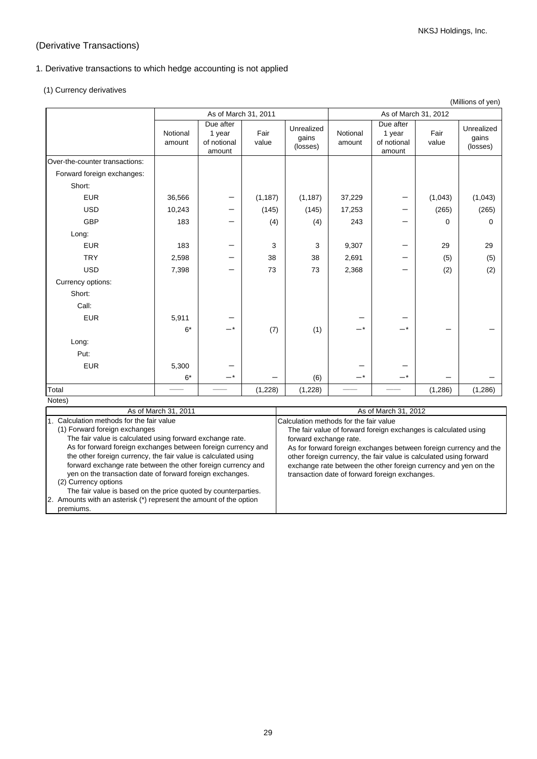# (Derivative Transactions)

## 1. Derivative transactions to which hedge accounting is not applied

### (1) Currency derivatives

(Millions of yen)

| | As of March 31, 2011 | | | | As of March 31, 2012 | | | |
|---|---|---|---|---|---|---|---|---|
| | Notional amount | Due after 1 year of notional amount | Fair value | Unrealized gains (losses) | Notional amount | Due after 1 year of notional amount | Fair value | Unrealized gains (losses) |
| Over-the-counter transactions: | | | | | | | | |
| Forward foreign exchanges: | | | | | | | | |
| Short: | | | | | | | | |
| EUR | 36,566 | — | (1,187) | (1,187) | 37,229 | — | (1,043) | (1,043) |
| USD | 10,243 | — | (145) | (145) | 17,253 | — | (265) | (265) |
| GBP | 183 | — | (4) | (4) | 243 | — | 0 | 0 |
| Long: | | | | | | | | |
| EUR | 183 | — | 3 | 3 | 9,307 | — | 29 | 29 |
| TRY | 2,598 | — | 38 | 38 | 2,691 | — | (5) | (5) |
| USD | 7,398 | — | 73 | 73 | 2,368 | — | (2) | (2) |
| Currency options: | | | | | | | | |
| Short: | | | | | | | | |
| Call: | | | | | | | | |
| EUR | 5,911 | — | | | — | — | | |
| | 6* | —* | (7) | (1) | —* | —* | — | — |
| Long: | | | | | | | | |
| Put: | | | | | | | | |
| EUR | 5,300 | — | | | — | — | | |
| | 6* | —* | — | (6) | —* | —* | — | — |
| Total | —— | —— | (1,228) | (1,228) | —— | —— | (1,286) | (1,286) |

Notes)

| As of March 31, 2011 | As of March 31, 2012 |
|---|---|
| 1. Calculation methods for the fair value<br>(1) Forward foreign exchanges<br>The fair value is calculated using forward exchange rate.<br>As for forward foreign exchanges between foreign currency and the other foreign currency, the fair value is calculated using forward exchange rate between the other foreign currency and yen on the transaction date of forward foreign exchanges.<br>(2) Currency options<br>The fair value is based on the price quoted by counterparties.<br>2. Amounts with an asterisk (*) represent the amount of the option premiums. | Calculation methods for the fair value<br>The fair value of forward foreign exchanges is calculated using forward exchange rate.<br>As for forward foreign exchanges between foreign currency and the other foreign currency, the fair value is calculated using forward exchange rate between the other foreign currency and yen on the transaction date of forward foreign exchanges. |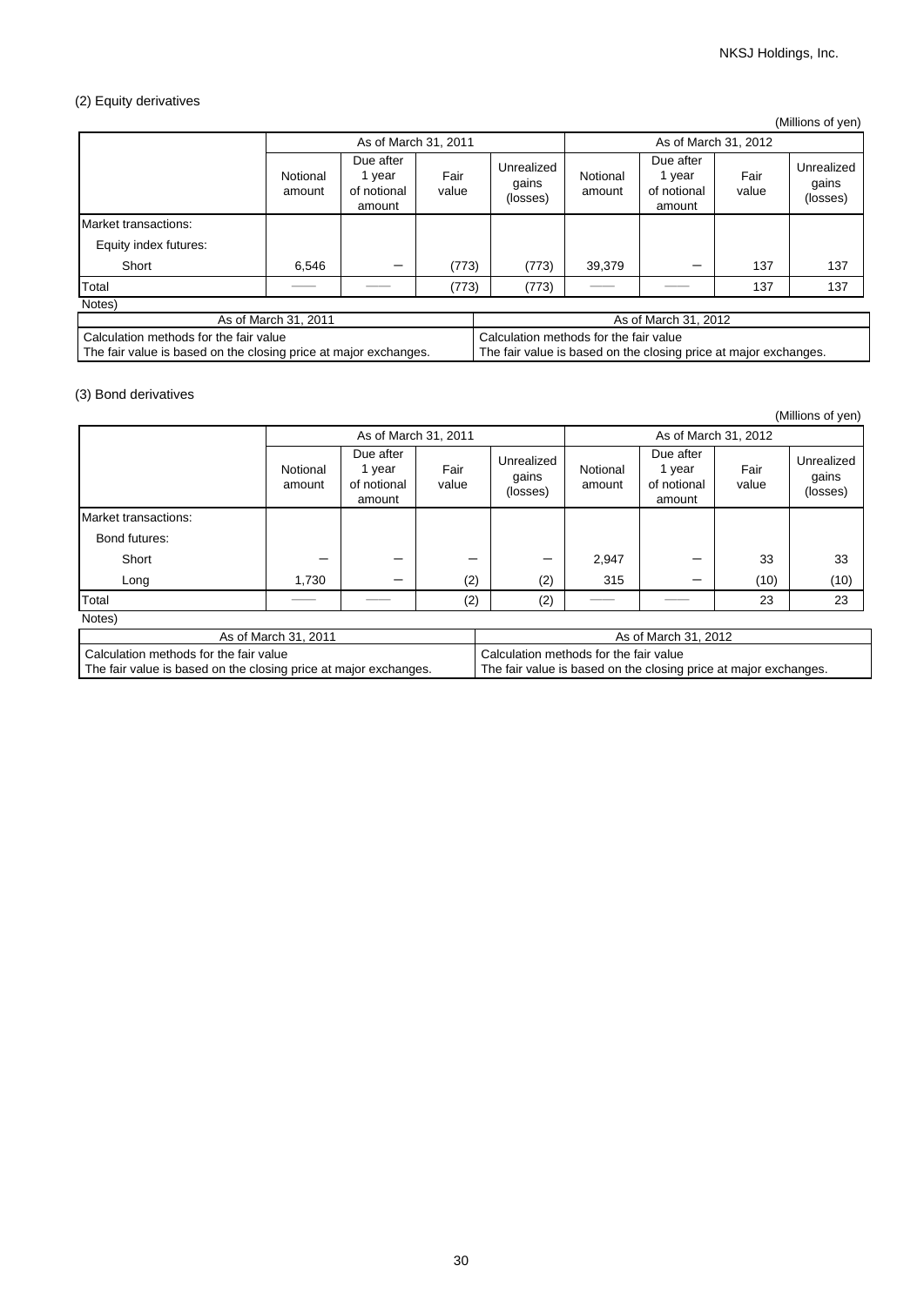### (2) Equity derivatives

(Millions of yen)

| | As of March 31, 2011 | | | | As of March 31, 2012 | | | |
|---|---|---|---|---|---|---|---|---|
| | Notional amount | Due after 1 year of notional amount | Fair value | Unrealized gains (losses) | Notional amount | Due after 1 year of notional amount | Fair value | Unrealized gains (losses) |
| Market transactions: | | | | | | | | |
| Equity index futures: | | | | | | | | |
| Short | 6,546 | − | (773) | (773) | 39,379 | − | 137 | 137 |
| Total | —— | —— | (773) | (773) | —— | —— | 137 | 137 |

Notes)

| As of March 31, 2011 | As of March 31, 2012 |
|---|---|
| Calculation methods for the fair value<br>The fair value is based on the closing price at major exchanges. | Calculation methods for the fair value<br>The fair value is based on the closing price at major exchanges. |

### (3) Bond derivatives

(Millions of yen)

| | As of March 31, 2011 | | | | As of March 31, 2012 | | | |
|---|---|---|---|---|---|---|---|---|
| | Notional amount | Due after 1 year of notional amount | Fair value | Unrealized gains (losses) | Notional amount | Due after 1 year of notional amount | Fair value | Unrealized gains (losses) |
| Market transactions: | | | | | | | | |
| Bond futures: | | | | | | | | |
| Short | − | − | − | − | 2,947 | − | 33 | 33 |
| Long | 1,730 | − | (2) | (2) | 315 | − | (10) | (10) |
| Total | —— | —— | (2) | (2) | —— | —— | 23 | 23 |

Notes)

| As of March 31, 2011 | As of March 31, 2012 |
|---|---|
| Calculation methods for the fair value<br>The fair value is based on the closing price at major exchanges. | Calculation methods for the fair value<br>The fair value is based on the closing price at major exchanges. |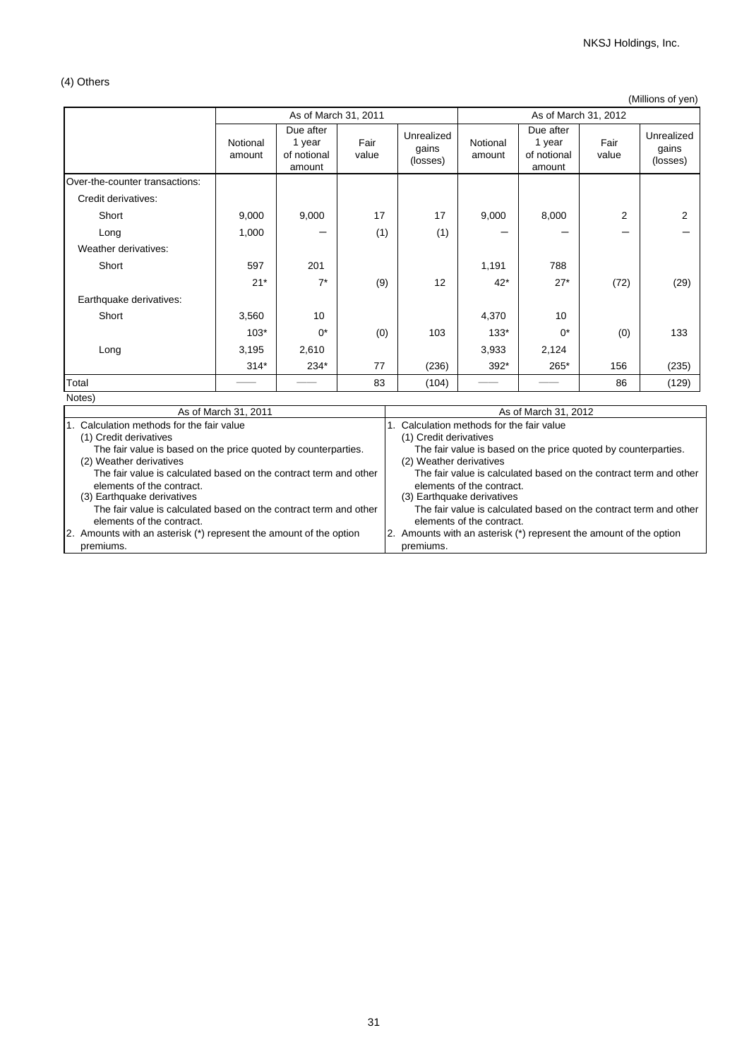(4) Others

(Millions of yen)

| | As of March 31, 2011 | | | | As of March 31, 2012 | | | |
|---|---|---|---|---|---|---|---|---|
| | Notional amount | Due after 1 year of notional amount | Fair value | Unrealized gains (losses) | Notional amount | Due after 1 year of notional amount | Fair value | Unrealized gains (losses) |
| Over-the-counter transactions: | | | | | | | | |
| Credit derivatives: | | | | | | | | |
| Short | 9,000 | 9,000 | 17 | 17 | 9,000 | 8,000 | 2 | 2 |
| Long | 1,000 | ─ | (1) | (1) | ─ | ─ | ─ | ─ |
| Weather derivatives: | | | | | | | | |
| Short | 597 | 201 | | | 1,191 | 788 | | |
| | 21* | 7* | (9) | 12 | 42* | 27* | (72) | (29) |
| Earthquake derivatives: | | | | | | | | |
| Short | 3,560 | 10 | | | 4,370 | 10 | | |
| | 103* | 0* | (0) | 103 | 133* | 0* | (0) | 133 |
| Long | 3,195 | 2,610 | | | 3,933 | 2,124 | | |
| | 314* | 234* | 77 | (236) | 392* | 265* | 156 | (235) |
| Total | ── | ── | 83 | (104) | ── | ── | 86 | (129) |

Notes)

| As of March 31, 2011 | As of March 31, 2012 |
|---|---|
| 1. Calculation methods for the fair value<br>(1) Credit derivatives<br>The fair value is based on the price quoted by counterparties.<br>(2) Weather derivatives<br>The fair value is calculated based on the contract term and other elements of the contract.<br>(3) Earthquake derivatives<br>The fair value is calculated based on the contract term and other elements of the contract.<br>2. Amounts with an asterisk (*) represent the amount of the option premiums. | 1. Calculation methods for the fair value<br>(1) Credit derivatives<br>The fair value is based on the price quoted by counterparties.<br>(2) Weather derivatives<br>The fair value is calculated based on the contract term and other elements of the contract.<br>(3) Earthquake derivatives<br>The fair value is calculated based on the contract term and other elements of the contract.<br>2. Amounts with an asterisk (*) represent the amount of the option premiums. |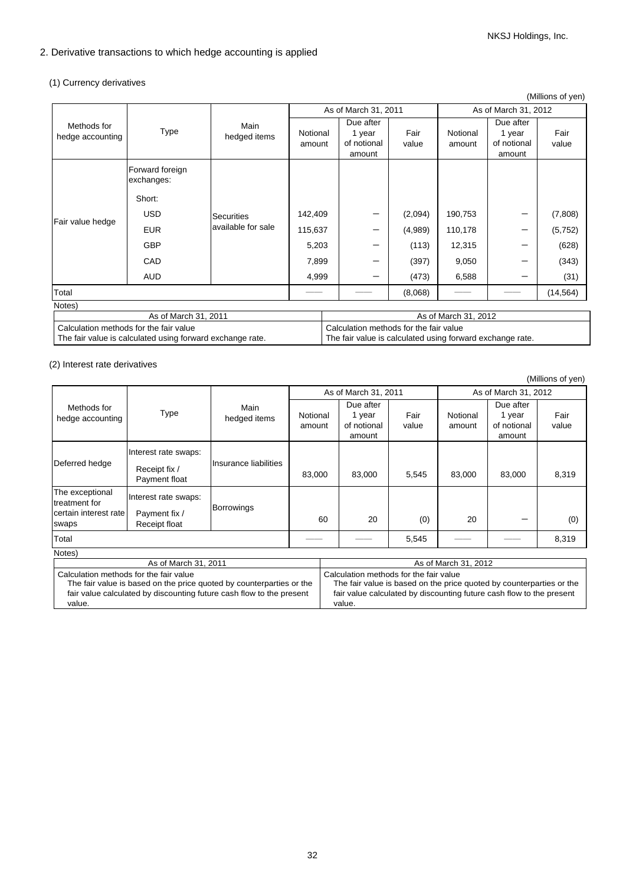## 2. Derivative transactions to which hedge accounting is applied

### (1) Currency derivatives

(Millions of yen)

| Methods for hedge accounting | Type | Main hedged items | As of March 31, 2011 | | | As of March 31, 2012 | | |
|---|---|---|---|---|---|---|---|---|
| | | | Notional amount | Due after 1 year of notional amount | Fair value | Notional amount | Due after 1 year of notional amount | Fair value |
| Fair value hedge | Forward foreign exchanges: | Securities available for sale | | | | | | |
| | Short: | | | | | | | |
| | USD | | 142,409 | － | (2,094) | 190,753 | － | (7,808) |
| | EUR | | 115,637 | － | (4,989) | 110,178 | － | (5,752) |
| | GBP | | 5,203 | － | (113) | 12,315 | － | (628) |
| | CAD | | 7,899 | － | (397) | 9,050 | － | (343) |
| | AUD | | 4,999 | － | (473) | 6,588 | － | (31) |
| Total | | | —— | —— | (8,068) | —— | —— | (14,564) |

Notes)

| As of March 31, 2011 | As of March 31, 2012 |
|---|---|
| Calculation methods for the fair value<br>The fair value is calculated using forward exchange rate. | Calculation methods for the fair value<br>The fair value is calculated using forward exchange rate. |

### (2) Interest rate derivatives

(Millions of yen)

| Methods for hedge accounting | Type | Main hedged items | As of March 31, 2011 | | | As of March 31, 2012 | | |
|---|---|---|---|---|---|---|---|---|
| | | | Notional amount | Due after 1 year of notional amount | Fair value | Notional amount | Due after 1 year of notional amount | Fair value |
| Deferred hedge | Interest rate swaps:<br>Receipt fix / Payment float | Insurance liabilities | 83,000 | 83,000 | 5,545 | 83,000 | 83,000 | 8,319 |
| The exceptional treatment for certain interest rate swaps | Interest rate swaps:<br>Payment fix / Receipt float | Borrowings | 60 | 20 | (0) | 20 | － | (0) |
| Total | | | —— | —— | 5,545 | —— | —— | 8,319 |

Notes)

| As of March 31, 2011 | As of March 31, 2012 |
|---|---|
| Calculation methods for the fair value<br>The fair value is based on the price quoted by counterparties or the fair value calculated by discounting future cash flow to the present value. | Calculation methods for the fair value<br>The fair value is based on the price quoted by counterparties or the fair value calculated by discounting future cash flow to the present value. |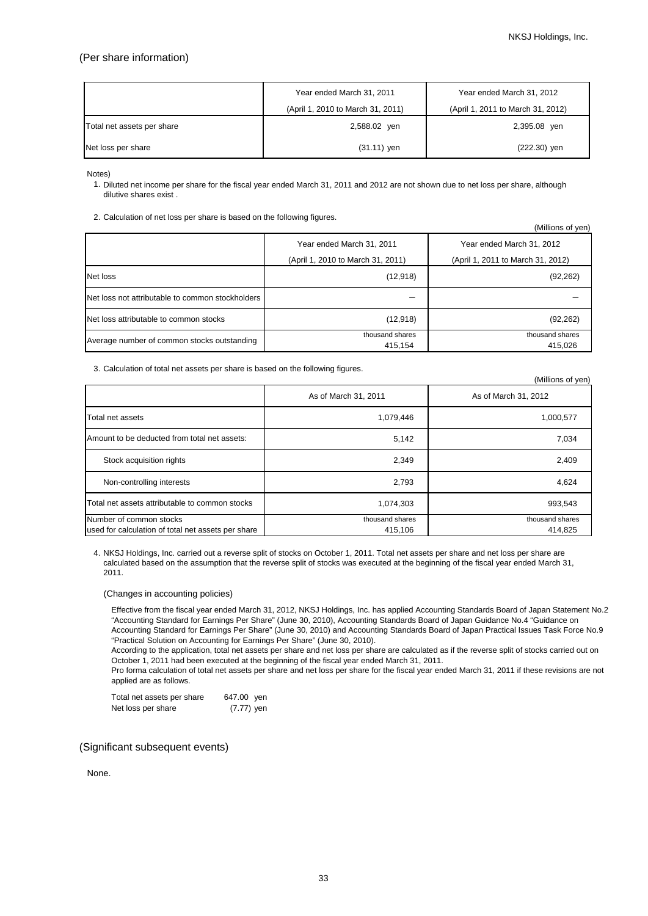## (Per share information)

| | Year ended March 31, 2011 (April 1, 2010 to March 31, 2011) | Year ended March 31, 2012 (April 1, 2011 to March 31, 2012) |
|---|---|---|
| Total net assets per share | 2,588.02 yen | 2,395.08 yen |
| Net loss per share | (31.11) yen | (222.30) yen |

Notes)

1. Diluted net income per share for the fiscal year ended March 31, 2011 and 2012 are not shown due to net loss per share, although dilutive shares exist .

2. Calculation of net loss per share is based on the following figures.

(Millions of yen)

| | Year ended March 31, 2011 (April 1, 2010 to March 31, 2011) | Year ended March 31, 2012 (April 1, 2011 to March 31, 2012) |
|---|---|---|
| Net loss | (12,918) | (92,262) |
| Net loss not attributable to common stockholders | – | – |
| Net loss attributable to common stocks | (12,918) | (92,262) |
| Average number of common stocks outstanding | thousand shares 415,154 | thousand shares 415,026 |

3. Calculation of total net assets per share is based on the following figures.

(Millions of yen)

| | As of March 31, 2011 | As of March 31, 2012 |
|---|---|---|
| Total net assets | 1,079,446 | 1,000,577 |
| Amount to be deducted from total net assets: | 5,142 | 7,034 |
| Stock acquisition rights | 2,349 | 2,409 |
| Non-controlling interests | 2,793 | 4,624 |
| Total net assets attributable to common stocks | 1,074,303 | 993,543 |
| Number of common stocks used for calculation of total net assets per share | thousand shares 415,106 | thousand shares 414,825 |

4. NKSJ Holdings, Inc. carried out a reverse split of stocks on October 1, 2011. Total net assets per share and net loss per share are calculated based on the assumption that the reverse split of stocks was executed at the beginning of the fiscal year ended March 31, 2011.

(Changes in accounting policies)

Effective from the fiscal year ended March 31, 2012, NKSJ Holdings, Inc. has applied Accounting Standards Board of Japan Statement No.2 "Accounting Standard for Earnings Per Share" (June 30, 2010), Accounting Standards Board of Japan Guidance No.4 "Guidance on Accounting Standard for Earnings Per Share" (June 30, 2010) and Accounting Standards Board of Japan Practical Issues Task Force No.9 "Practical Solution on Accounting for Earnings Per Share" (June 30, 2010).
According to the application, total net assets per share and net loss per share are calculated as if the reverse split of stocks carried out on October 1, 2011 had been executed at the beginning of the fiscal year ended March 31, 2011.
Pro forma calculation of total net assets per share and net loss per share for the fiscal year ended March 31, 2011 if these revisions are not applied are as follows.

| | |
|---|---|
| Total net assets per share | 647.00 yen |
| Net loss per share | (7.77) yen |

## (Significant subsequent events)

None.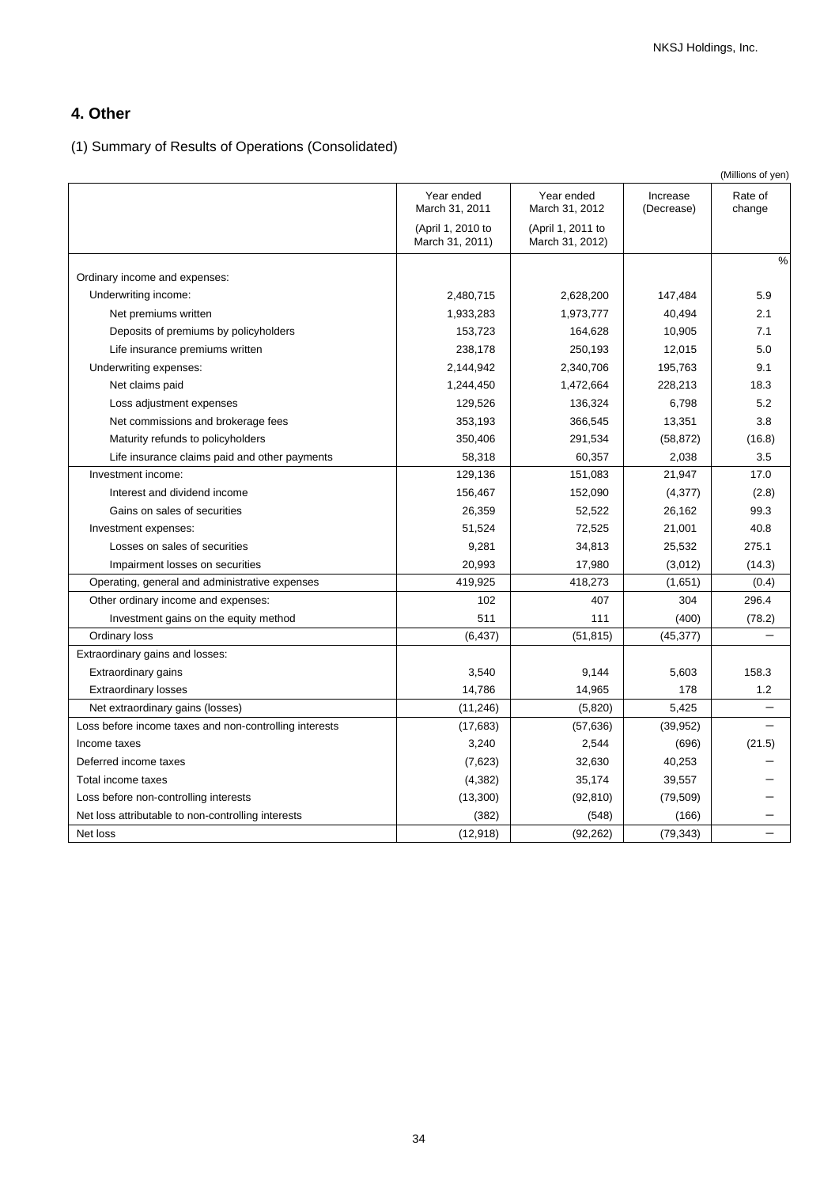## 4. Other

(1) Summary of Results of Operations (Consolidated)

(Millions of yen)

| | Year ended March 31, 2011 (April 1, 2010 to March 31, 2011) | Year ended March 31, 2012 (April 1, 2011 to March 31, 2012) | Increase (Decrease) | Rate of change |
|---|---|---|---|---|
| | | | | % |
| Ordinary income and expenses: | | | | |
| Underwriting income: | 2,480,715 | 2,628,200 | 147,484 | 5.9 |
| Net premiums written | 1,933,283 | 1,973,777 | 40,494 | 2.1 |
| Deposits of premiums by policyholders | 153,723 | 164,628 | 10,905 | 7.1 |
| Life insurance premiums written | 238,178 | 250,193 | 12,015 | 5.0 |
| Underwriting expenses: | 2,144,942 | 2,340,706 | 195,763 | 9.1 |
| Net claims paid | 1,244,450 | 1,472,664 | 228,213 | 18.3 |
| Loss adjustment expenses | 129,526 | 136,324 | 6,798 | 5.2 |
| Net commissions and brokerage fees | 353,193 | 366,545 | 13,351 | 3.8 |
| Maturity refunds to policyholders | 350,406 | 291,534 | (58,872) | (16.8) |
| Life insurance claims paid and other payments | 58,318 | 60,357 | 2,038 | 3.5 |
| Investment income: | 129,136 | 151,083 | 21,947 | 17.0 |
| Interest and dividend income | 156,467 | 152,090 | (4,377) | (2.8) |
| Gains on sales of securities | 26,359 | 52,522 | 26,162 | 99.3 |
| Investment expenses: | 51,524 | 72,525 | 21,001 | 40.8 |
| Losses on sales of securities | 9,281 | 34,813 | 25,532 | 275.1 |
| Impairment losses on securities | 20,993 | 17,980 | (3,012) | (14.3) |
| Operating, general and administrative expenses | 419,925 | 418,273 | (1,651) | (0.4) |
| Other ordinary income and expenses: | 102 | 407 | 304 | 296.4 |
| Investment gains on the equity method | 511 | 111 | (400) | (78.2) |
| Ordinary loss | (6,437) | (51,815) | (45,377) | − |
| Extraordinary gains and losses: | | | | |
| Extraordinary gains | 3,540 | 9,144 | 5,603 | 158.3 |
| Extraordinary losses | 14,786 | 14,965 | 178 | 1.2 |
| Net extraordinary gains (losses) | (11,246) | (5,820) | 5,425 | − |
| Loss before income taxes and non-controlling interests | (17,683) | (57,636) | (39,952) | − |
| Income taxes | 3,240 | 2,544 | (696) | (21.5) |
| Deferred income taxes | (7,623) | 32,630 | 40,253 | − |
| Total income taxes | (4,382) | 35,174 | 39,557 | − |
| Loss before non-controlling interests | (13,300) | (92,810) | (79,509) | − |
| Net loss attributable to non-controlling interests | (382) | (548) | (166) | − |
| Net loss | (12,918) | (92,262) | (79,343) | − |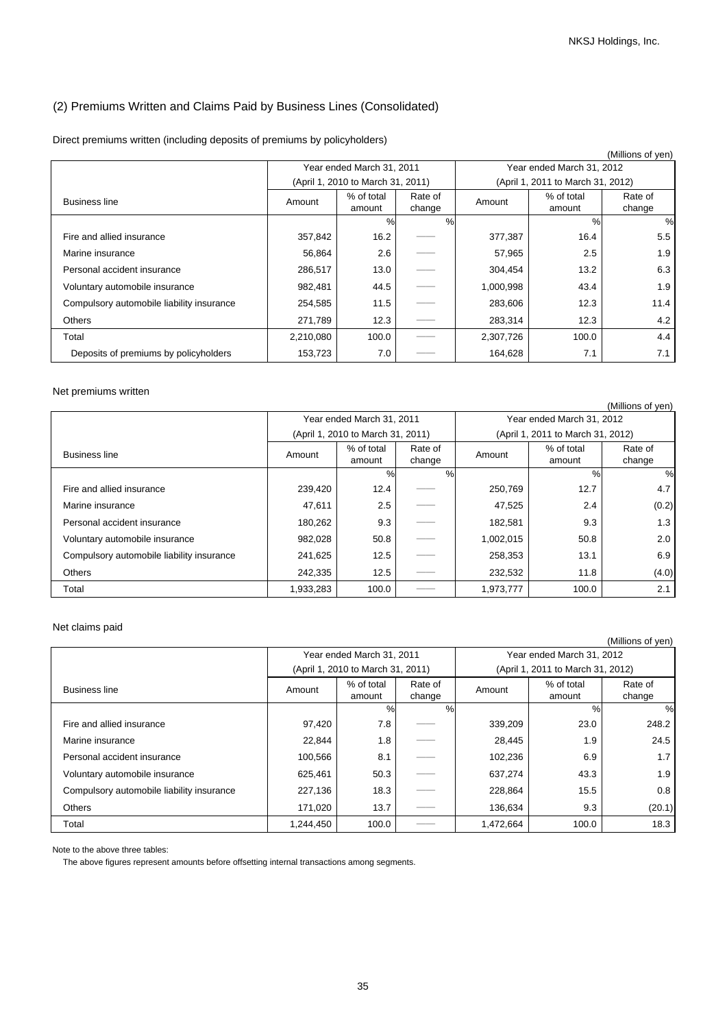## (2) Premiums Written and Claims Paid by Business Lines (Consolidated)

Direct premiums written (including deposits of premiums by policyholders)

(Millions of yen)

| Business line | Year ended March 31, 2011 (April 1, 2010 to March 31, 2011) | | | Year ended March 31, 2012 (April 1, 2011 to March 31, 2012) | | |
|---|---|---|---|---|---|---|
| | Amount | % of total amount | Rate of change | Amount | % of total amount | Rate of change |
| | | % | % | | % | % |
| Fire and allied insurance | 357,842 | 16.2 | —— | 377,387 | 16.4 | 5.5 |
| Marine insurance | 56,864 | 2.6 | —— | 57,965 | 2.5 | 1.9 |
| Personal accident insurance | 286,517 | 13.0 | —— | 304,454 | 13.2 | 6.3 |
| Voluntary automobile insurance | 982,481 | 44.5 | —— | 1,000,998 | 43.4 | 1.9 |
| Compulsory automobile liability insurance | 254,585 | 11.5 | —— | 283,606 | 12.3 | 11.4 |
| Others | 271,789 | 12.3 | —— | 283,314 | 12.3 | 4.2 |
| Total | 2,210,080 | 100.0 | —— | 2,307,726 | 100.0 | 4.4 |
| Deposits of premiums by policyholders | 153,723 | 7.0 | —— | 164,628 | 7.1 | 7.1 |

Net premiums written

(Millions of yen)

| Business line | Year ended March 31, 2011 (April 1, 2010 to March 31, 2011) | | | Year ended March 31, 2012 (April 1, 2011 to March 31, 2012) | | |
|---|---|---|---|---|---|---|
| | Amount | % of total amount | Rate of change | Amount | % of total amount | Rate of change |
| | | % | % | | % | % |
| Fire and allied insurance | 239,420 | 12.4 | —— | 250,769 | 12.7 | 4.7 |
| Marine insurance | 47,611 | 2.5 | —— | 47,525 | 2.4 | (0.2) |
| Personal accident insurance | 180,262 | 9.3 | —— | 182,581 | 9.3 | 1.3 |
| Voluntary automobile insurance | 982,028 | 50.8 | —— | 1,002,015 | 50.8 | 2.0 |
| Compulsory automobile liability insurance | 241,625 | 12.5 | —— | 258,353 | 13.1 | 6.9 |
| Others | 242,335 | 12.5 | —— | 232,532 | 11.8 | (4.0) |
| Total | 1,933,283 | 100.0 | —— | 1,973,777 | 100.0 | 2.1 |

Net claims paid

(Millions of yen)

| Business line | Year ended March 31, 2011 (April 1, 2010 to March 31, 2011) | | | Year ended March 31, 2012 (April 1, 2011 to March 31, 2012) | | |
|---|---|---|---|---|---|---|
| | Amount | % of total amount | Rate of change | Amount | % of total amount | Rate of change |
| | | % | % | | % | % |
| Fire and allied insurance | 97,420 | 7.8 | —— | 339,209 | 23.0 | 248.2 |
| Marine insurance | 22,844 | 1.8 | —— | 28,445 | 1.9 | 24.5 |
| Personal accident insurance | 100,566 | 8.1 | —— | 102,236 | 6.9 | 1.7 |
| Voluntary automobile insurance | 625,461 | 50.3 | —— | 637,274 | 43.3 | 1.9 |
| Compulsory automobile liability insurance | 227,136 | 18.3 | —— | 228,864 | 15.5 | 0.8 |
| Others | 171,020 | 13.7 | —— | 136,634 | 9.3 | (20.1) |
| Total | 1,244,450 | 100.0 | —— | 1,472,664 | 100.0 | 18.3 |

Note to the above three tables:

The above figures represent amounts before offsetting internal transactions among segments.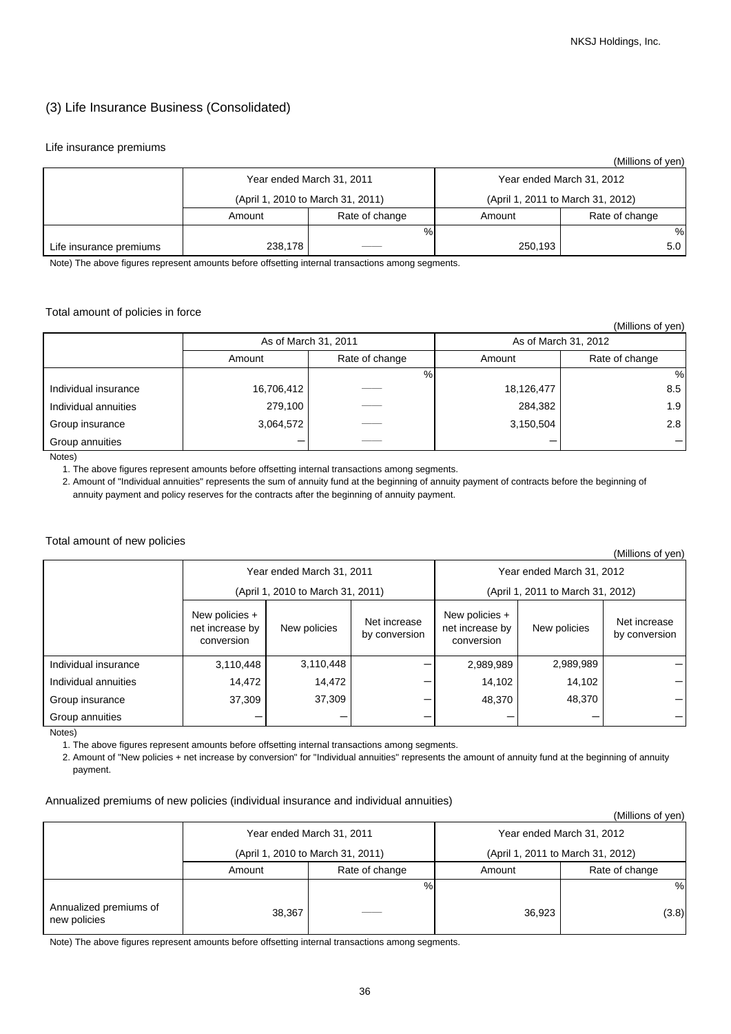## (3) Life Insurance Business (Consolidated)

### Life insurance premiums

(Millions of yen)

| | Year ended March 31, 2011 (April 1, 2010 to March 31, 2011) | | Year ended March 31, 2012 (April 1, 2011 to March 31, 2012) | |
|---|---|---|---|---|
| | Amount | Rate of change | Amount | Rate of change |
| | | % | | % |
| Life insurance premiums | 238,178 | —— | 250,193 | 5.0 |

Note) The above figures represent amounts before offsetting internal transactions among segments.

### Total amount of policies in force

(Millions of yen)

| | As of March 31, 2011 | | As of March 31, 2012 | |
|---|---|---|---|---|
| | Amount | Rate of change | Amount | Rate of change |
| | | % | | % |
| Individual insurance | 16,706,412 | —— | 18,126,477 | 8.5 |
| Individual annuities | 279,100 | —— | 284,382 | 1.9 |
| Group insurance | 3,064,572 | —— | 3,150,504 | 2.8 |
| Group annuities | — | —— | — | — |

Notes)

1. The above figures represent amounts before offsetting internal transactions among segments.
2. Amount of "Individual annuities" represents the sum of annuity fund at the beginning of annuity payment of contracts before the beginning of annuity payment and policy reserves for the contracts after the beginning of annuity payment.

### Total amount of new policies

(Millions of yen)

| | Year ended March 31, 2011 (April 1, 2010 to March 31, 2011) | | | Year ended March 31, 2012 (April 1, 2011 to March 31, 2012) | | |
|---|---|---|---|---|---|---|
| | New policies + net increase by conversion | New policies | Net increase by conversion | New policies + net increase by conversion | New policies | Net increase by conversion |
| Individual insurance | 3,110,448 | 3,110,448 | — | 2,989,989 | 2,989,989 | — |
| Individual annuities | 14,472 | 14,472 | — | 14,102 | 14,102 | — |
| Group insurance | 37,309 | 37,309 | — | 48,370 | 48,370 | — |
| Group annuities | — | — | — | — | — | — |

Notes)

1. The above figures represent amounts before offsetting internal transactions among segments.
2. Amount of "New policies + net increase by conversion" for "Individual annuities" represents the amount of annuity fund at the beginning of annuity payment.

### Annualized premiums of new policies (individual insurance and individual annuities)

(Millions of yen)

| | Year ended March 31, 2011 (April 1, 2010 to March 31, 2011) | | Year ended March 31, 2012 (April 1, 2011 to March 31, 2012) | |
|---|---|---|---|---|
| | Amount | Rate of change | Amount | Rate of change |
| | | % | | % |
| Annualized premiums of new policies | 38,367 | —— | 36,923 | (3.8) |

Note) The above figures represent amounts before offsetting internal transactions among segments.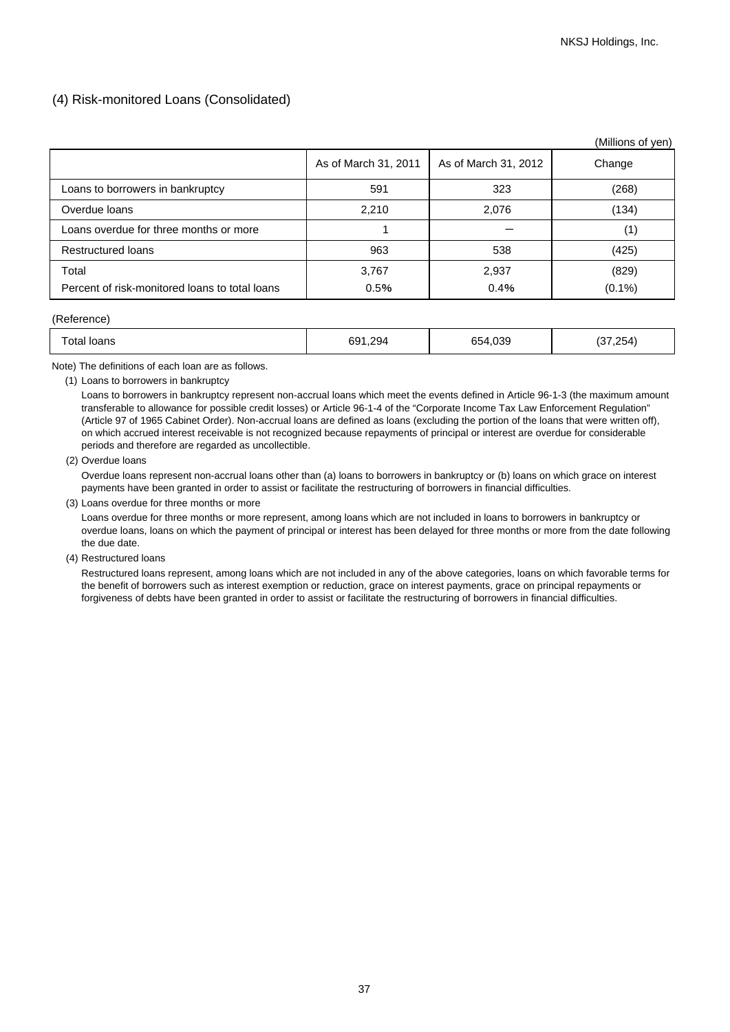## (4) Risk-monitored Loans (Consolidated)

(Millions of yen)

| | As of March 31, 2011 | As of March 31, 2012 | Change |
|---|---|---|---|
| Loans to borrowers in bankruptcy | 591 | 323 | (268) |
| Overdue loans | 2,210 | 2,076 | (134) |
| Loans overdue for three months or more | 1 | ー | (1) |
| Restructured loans | 963 | 538 | (425) |
| Total | 3,767 | 2,937 | (829) |
| Percent of risk-monitored loans to total loans | 0.5% | 0.4% | (0.1%) |

(Reference)

| | | | |
|---|---|---|---|
| Total loans | 691,294 | 654,039 | (37,254) |

Note) The definitions of each loan are as follows.

(1) Loans to borrowers in bankruptcy

Loans to borrowers in bankruptcy represent non-accrual loans which meet the events defined in Article 96-1-3 (the maximum amount transferable to allowance for possible credit losses) or Article 96-1-4 of the "Corporate Income Tax Law Enforcement Regulation" (Article 97 of 1965 Cabinet Order). Non-accrual loans are defined as loans (excluding the portion of the loans that were written off), on which accrued interest receivable is not recognized because repayments of principal or interest are overdue for considerable periods and therefore are regarded as uncollectible.

(2) Overdue loans

Overdue loans represent non-accrual loans other than (a) loans to borrowers in bankruptcy or (b) loans on which grace on interest payments have been granted in order to assist or facilitate the restructuring of borrowers in financial difficulties.

(3) Loans overdue for three months or more

Loans overdue for three months or more represent, among loans which are not included in loans to borrowers in bankruptcy or overdue loans, loans on which the payment of principal or interest has been delayed for three months or more from the date following the due date.

(4) Restructured loans

Restructured loans represent, among loans which are not included in any of the above categories, loans on which favorable terms for the benefit of borrowers such as interest exemption or reduction, grace on interest payments, grace on principal repayments or forgiveness of debts have been granted in order to assist or facilitate the restructuring of borrowers in financial difficulties.